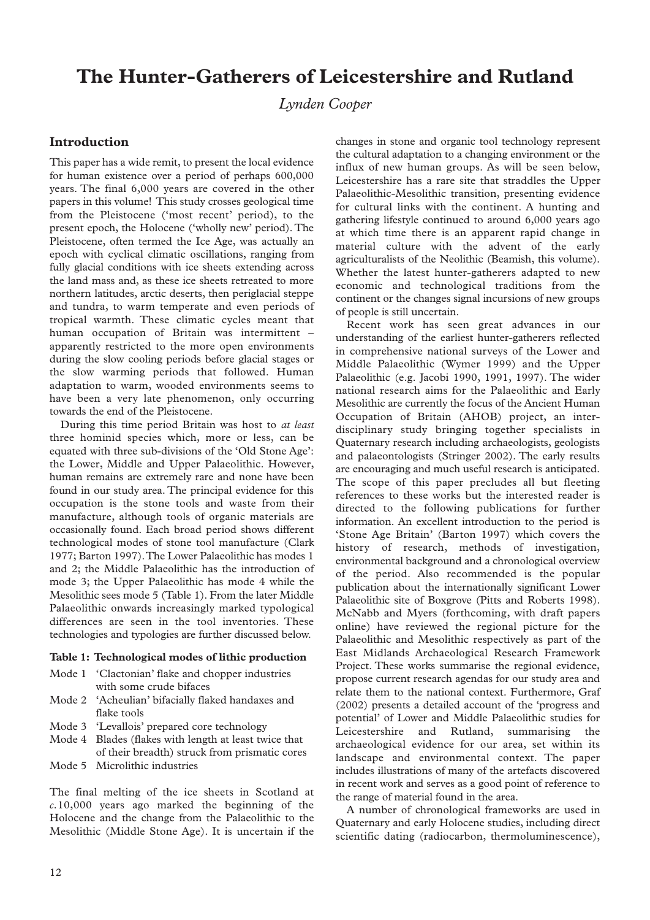# The Hunter-Gatherers of Leicestershire and Rutland

*Lynden Cooper*

## Introduction

This paper has a wide remit, to present the local evidence for human existence over a period of perhaps 600,000 years. The final 6,000 years are covered in the other papers in this volume! This study crosses geological time from the Pleistocene ('most recent' period), to the present epoch, the Holocene ('wholly new' period). The Pleistocene, often termed the Ice Age, was actually an epoch with cyclical climatic oscillations, ranging from fully glacial conditions with ice sheets extending across the land mass and, as these ice sheets retreated to more northern latitudes, arctic deserts, then periglacial steppe and tundra, to warm temperate and even periods of tropical warmth. These climatic cycles meant that human occupation of Britain was intermittent – apparently restricted to the more open environments during the slow cooling periods before glacial stages or the slow warming periods that followed. Human adaptation to warm, wooded environments seems to have been a very late phenomenon, only occurring towards the end of the Pleistocene.

During this time period Britain was host to *at least* three hominid species which, more or less, can be equated with three sub-divisions of the 'Old Stone Age': the Lower, Middle and Upper Palaeolithic. However, human remains are extremely rare and none have been found in our study area. The principal evidence for this occupation is the stone tools and waste from their manufacture, although tools of organic materials are occasionally found. Each broad period shows different technological modes of stone tool manufacture (Clark 1977; Barton 1997). The Lower Palaeolithic has modes 1 and 2; the Middle Palaeolithic has the introduction of mode 3; the Upper Palaeolithic has mode 4 while the Mesolithic sees mode 5 (Table 1). From the later Middle Palaeolithic onwards increasingly marked typological differences are seen in the tool inventories. These technologies and typologies are further discussed below.

**Table 1: Technological modes of lithic production**

| | |
|---|---|
| Mode 1 | 'Clactonian' flake and chopper industries with some crude bifaces |
| Mode 2 | 'Acheulian' bifacially flaked handaxes and flake tools |
| Mode 3 | 'Levallois' prepared core technology |
| Mode 4 | Blades (flakes with length at least twice that of their breadth) struck from prismatic cores |
| Mode 5 | Microlithic industries |

The final melting of the ice sheets in Scotland at *c.*10,000 years ago marked the beginning of the Holocene and the change from the Palaeolithic to the Mesolithic (Middle Stone Age). It is uncertain if the changes in stone and organic tool technology represent the cultural adaptation to a changing environment or the influx of new human groups. As will be seen below, Leicestershire has a rare site that straddles the Upper Palaeolithic-Mesolithic transition, presenting evidence for cultural links with the continent. A hunting and gathering lifestyle continued to around 6,000 years ago at which time there is an apparent rapid change in material culture with the advent of the early agriculturalists of the Neolithic (Beamish, this volume). Whether the latest hunter-gatherers adapted to new economic and technological traditions from the continent or the changes signal incursions of new groups of people is still uncertain.

Recent work has seen great advances in our understanding of the earliest hunter-gatherers reflected in comprehensive national surveys of the Lower and Middle Palaeolithic (Wymer 1999) and the Upper Palaeolithic (e.g. Jacobi 1990, 1991, 1997). The wider national research aims for the Palaeolithic and Early Mesolithic are currently the focus of the Ancient Human Occupation of Britain (AHOB) project, an inter-disciplinary study bringing together specialists in Quaternary research including archaeologists, geologists and palaeontologists (Stringer 2002). The early results are encouraging and much useful research is anticipated. The scope of this paper precludes all but fleeting references to these works but the interested reader is directed to the following publications for further information. An excellent introduction to the period is 'Stone Age Britain' (Barton 1997) which covers the history of research, methods of investigation, environmental background and a chronological overview of the period. Also recommended is the popular publication about the internationally significant Lower Palaeolithic site of Boxgrove (Pitts and Roberts 1998). McNabb and Myers (forthcoming, with draft papers online) have reviewed the regional picture for the Palaeolithic and Mesolithic respectively as part of the East Midlands Archaeological Research Framework Project. These works summarise the regional evidence, propose current research agendas for our study area and relate them to the national context. Furthermore, Graf (2002) presents a detailed account of the 'progress and potential' of Lower and Middle Palaeolithic studies for Leicestershire and Rutland, summarising the archaeological evidence for our area, set within its landscape and environmental context. The paper includes illustrations of many of the artefacts discovered in recent work and serves as a good point of reference to the range of material found in the area.

A number of chronological frameworks are used in Quaternary and early Holocene studies, including direct scientific dating (radiocarbon, thermoluminescence),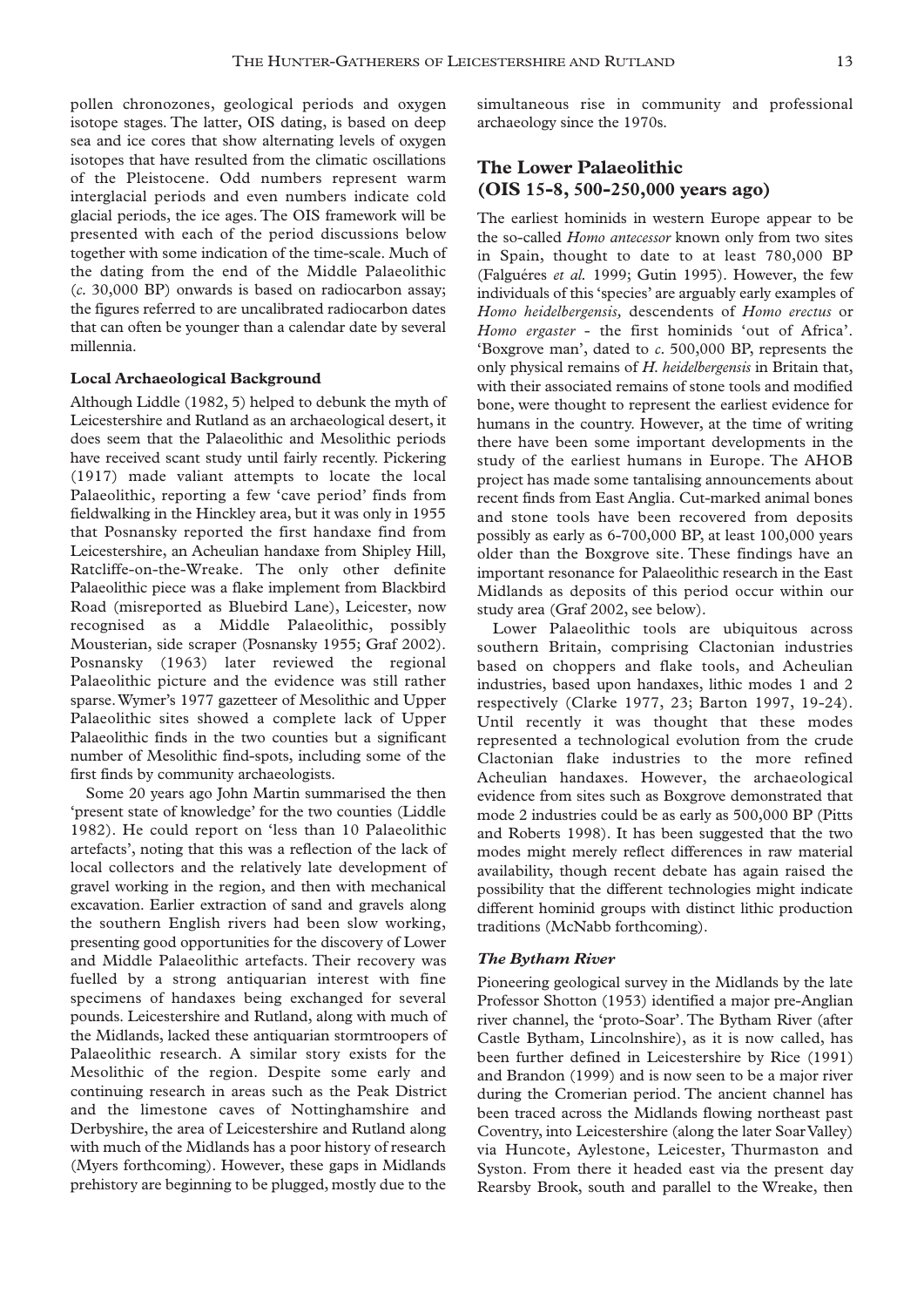pollen chronozones, geological periods and oxygen isotope stages. The latter, OIS dating, is based on deep sea and ice cores that show alternating levels of oxygen isotopes that have resulted from the climatic oscillations of the Pleistocene. Odd numbers represent warm interglacial periods and even numbers indicate cold glacial periods, the ice ages. The OIS framework will be presented with each of the period discussions below together with some indication of the time-scale. Much of the dating from the end of the Middle Palaeolithic (*c.* 30,000 BP) onwards is based on radiocarbon assay; the figures referred to are uncalibrated radiocarbon dates that can often be younger than a calendar date by several millennia.

### Local Archaeological Background

Although Liddle (1982, 5) helped to debunk the myth of Leicestershire and Rutland as an archaeological desert, it does seem that the Palaeolithic and Mesolithic periods have received scant study until fairly recently. Pickering (1917) made valiant attempts to locate the local Palaeolithic, reporting a few 'cave period' finds from fieldwalking in the Hinckley area, but it was only in 1955 that Posnansky reported the first handaxe find from Leicestershire, an Acheulian handaxe from Shipley Hill, Ratcliffe-on-the-Wreake. The only other definite Palaeolithic piece was a flake implement from Blackbird Road (misreported as Bluebird Lane), Leicester, now recognised as a Middle Palaeolithic, possibly Mousterian, side scraper (Posnansky 1955; Graf 2002). Posnansky (1963) later reviewed the regional Palaeolithic picture and the evidence was still rather sparse. Wymer's 1977 gazetteer of Mesolithic and Upper Palaeolithic sites showed a complete lack of Upper Palaeolithic finds in the two counties but a significant number of Mesolithic find-spots, including some of the first finds by community archaeologists.

Some 20 years ago John Martin summarised the then 'present state of knowledge' for the two counties (Liddle 1982). He could report on 'less than 10 Palaeolithic artefacts', noting that this was a reflection of the lack of local collectors and the relatively late development of gravel working in the region, and then with mechanical excavation. Earlier extraction of sand and gravels along the southern English rivers had been slow working, presenting good opportunities for the discovery of Lower and Middle Palaeolithic artefacts. Their recovery was fuelled by a strong antiquarian interest with fine specimens of handaxes being exchanged for several pounds. Leicestershire and Rutland, along with much of the Midlands, lacked these antiquarian stormtroopers of Palaeolithic research. A similar story exists for the Mesolithic of the region. Despite some early and continuing research in areas such as the Peak District and the limestone caves of Nottinghamshire and Derbyshire, the area of Leicestershire and Rutland along with much of the Midlands has a poor history of research (Myers forthcoming). However, these gaps in Midlands prehistory are beginning to be plugged, mostly due to the simultaneous rise in community and professional archaeology since the 1970s.

## The Lower Palaeolithic (OIS 15-8, 500-250,000 years ago)

The earliest hominids in western Europe appear to be the so-called *Homo antecessor* known only from two sites in Spain, thought to date to at least 780,000 BP (Falguéres *et al.* 1999; Gutin 1995). However, the few individuals of this 'species' are arguably early examples of *Homo heidelbergensis,* descendents of *Homo erectus* or *Homo ergaster* - the first hominids 'out of Africa'. 'Boxgrove man', dated to *c.* 500,000 BP, represents the only physical remains of *H. heidelbergensis* in Britain that, with their associated remains of stone tools and modified bone, were thought to represent the earliest evidence for humans in the country. However, at the time of writing there have been some important developments in the study of the earliest humans in Europe. The AHOB project has made some tantalising announcements about recent finds from East Anglia. Cut-marked animal bones and stone tools have been recovered from deposits possibly as early as 6-700,000 BP, at least 100,000 years older than the Boxgrove site. These findings have an important resonance for Palaeolithic research in the East Midlands as deposits of this period occur within our study area (Graf 2002, see below).

Lower Palaeolithic tools are ubiquitous across southern Britain, comprising Clactonian industries based on choppers and flake tools, and Acheulian industries, based upon handaxes, lithic modes 1 and 2 respectively (Clarke 1977, 23; Barton 1997, 19-24). Until recently it was thought that these modes represented a technological evolution from the crude Clactonian flake industries to the more refined Acheulian handaxes. However, the archaeological evidence from sites such as Boxgrove demonstrated that mode 2 industries could be as early as 500,000 BP (Pitts and Roberts 1998). It has been suggested that the two modes might merely reflect differences in raw material availability, though recent debate has again raised the possibility that the different technologies might indicate different hominid groups with distinct lithic production traditions (McNabb forthcoming).

### *The Bytham River*

Pioneering geological survey in the Midlands by the late Professor Shotton (1953) identified a major pre-Anglian river channel, the 'proto-Soar'. The Bytham River (after Castle Bytham, Lincolnshire), as it is now called, has been further defined in Leicestershire by Rice (1991) and Brandon (1999) and is now seen to be a major river during the Cromerian period. The ancient channel has been traced across the Midlands flowing northeast past Coventry, into Leicestershire (along the later Soar Valley) via Huncote, Aylestone, Leicester, Thurmaston and Syston. From there it headed east via the present day Rearsby Brook, south and parallel to the Wreake, then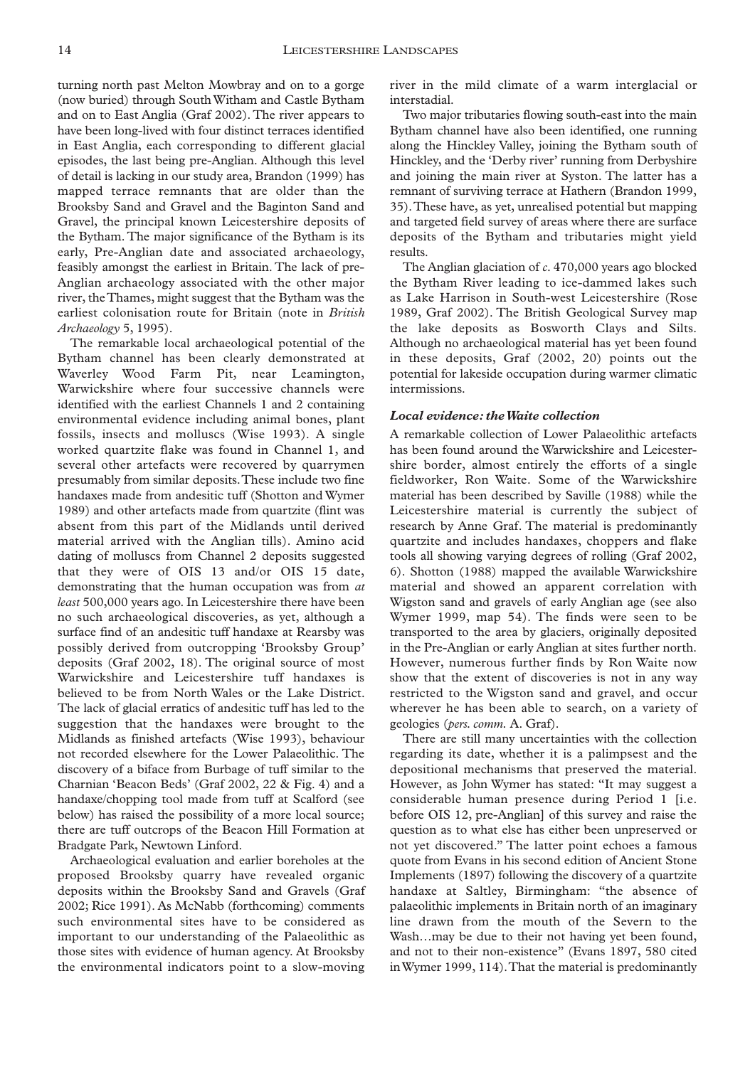turning north past Melton Mowbray and on to a gorge (now buried) through South Witham and Castle Bytham and on to East Anglia (Graf 2002). The river appears to have been long-lived with four distinct terraces identified in East Anglia, each corresponding to different glacial episodes, the last being pre-Anglian. Although this level of detail is lacking in our study area, Brandon (1999) has mapped terrace remnants that are older than the Brooksby Sand and Gravel and the Baginton Sand and Gravel, the principal known Leicestershire deposits of the Bytham. The major significance of the Bytham is its early, Pre-Anglian date and associated archaeology, feasibly amongst the earliest in Britain. The lack of pre-Anglian archaeology associated with the other major river, the Thames, might suggest that the Bytham was the earliest colonisation route for Britain (note in *British Archaeology* 5, 1995).

The remarkable local archaeological potential of the Bytham channel has been clearly demonstrated at Waverley Wood Farm Pit, near Leamington, Warwickshire where four successive channels were identified with the earliest Channels 1 and 2 containing environmental evidence including animal bones, plant fossils, insects and molluscs (Wise 1993). A single worked quartzite flake was found in Channel 1, and several other artefacts were recovered by quarrymen presumably from similar deposits. These include two fine handaxes made from andesitic tuff (Shotton and Wymer 1989) and other artefacts made from quartzite (flint was absent from this part of the Midlands until derived material arrived with the Anglian tills). Amino acid dating of molluscs from Channel 2 deposits suggested that they were of OIS 13 and/or OIS 15 date, demonstrating that the human occupation was from *at least* 500,000 years ago. In Leicestershire there have been no such archaeological discoveries, as yet, although a surface find of an andesitic tuff handaxe at Rearsby was possibly derived from outcropping 'Brooksby Group' deposits (Graf 2002, 18). The original source of most Warwickshire and Leicestershire tuff handaxes is believed to be from North Wales or the Lake District. The lack of glacial erratics of andesitic tuff has led to the suggestion that the handaxes were brought to the Midlands as finished artefacts (Wise 1993), behaviour not recorded elsewhere for the Lower Palaeolithic. The discovery of a biface from Burbage of tuff similar to the Charnian 'Beacon Beds' (Graf 2002, 22 & Fig. 4) and a handaxe/chopping tool made from tuff at Scalford (see below) has raised the possibility of a more local source; there are tuff outcrops of the Beacon Hill Formation at Bradgate Park, Newtown Linford.

Archaeological evaluation and earlier boreholes at the proposed Brooksby quarry have revealed organic deposits within the Brooksby Sand and Gravels (Graf 2002; Rice 1991). As McNabb (forthcoming) comments such environmental sites have to be considered as important to our understanding of the Palaeolithic as those sites with evidence of human agency. At Brooksby the environmental indicators point to a slow-moving river in the mild climate of a warm interglacial or interstadial.

Two major tributaries flowing south-east into the main Bytham channel have also been identified, one running along the Hinckley Valley, joining the Bytham south of Hinckley, and the 'Derby river' running from Derbyshire and joining the main river at Syston. The latter has a remnant of surviving terrace at Hathern (Brandon 1999, 35). These have, as yet, unrealised potential but mapping and targeted field survey of areas where there are surface deposits of the Bytham and tributaries might yield results.

The Anglian glaciation of *c.* 470,000 years ago blocked the Bytham River leading to ice-dammed lakes such as Lake Harrison in South-west Leicestershire (Rose 1989, Graf 2002). The British Geological Survey map the lake deposits as Bosworth Clays and Silts. Although no archaeological material has yet been found in these deposits, Graf (2002, 20) points out the potential for lakeside occupation during warmer climatic intermissions.

### *Local evidence: the Waite collection*

A remarkable collection of Lower Palaeolithic artefacts has been found around the Warwickshire and Leicestershire border, almost entirely the efforts of a single fieldworker, Ron Waite. Some of the Warwickshire material has been described by Saville (1988) while the Leicestershire material is currently the subject of research by Anne Graf. The material is predominantly quartzite and includes handaxes, choppers and flake tools all showing varying degrees of rolling (Graf 2002, 6). Shotton (1988) mapped the available Warwickshire material and showed an apparent correlation with Wigston sand and gravels of early Anglian age (see also Wymer 1999, map 54). The finds were seen to be transported to the area by glaciers, originally deposited in the Pre-Anglian or early Anglian at sites further north. However, numerous further finds by Ron Waite now show that the extent of discoveries is not in any way restricted to the Wigston sand and gravel, and occur wherever he has been able to search, on a variety of geologies (*pers. comm.* A. Graf).

There are still many uncertainties with the collection regarding its date, whether it is a palimpsest and the depositional mechanisms that preserved the material. However, as John Wymer has stated: "It may suggest a considerable human presence during Period 1 [i.e. before OIS 12, pre-Anglian] of this survey and raise the question as to what else has either been unpreserved or not yet discovered." The latter point echoes a famous quote from Evans in his second edition of Ancient Stone Implements (1897) following the discovery of a quartzite handaxe at Saltley, Birmingham: "the absence of palaeolithic implements in Britain north of an imaginary line drawn from the mouth of the Severn to the Wash…may be due to their not having yet been found, and not to their non-existence" (Evans 1897, 580 cited in Wymer 1999, 114). That the material is predominantly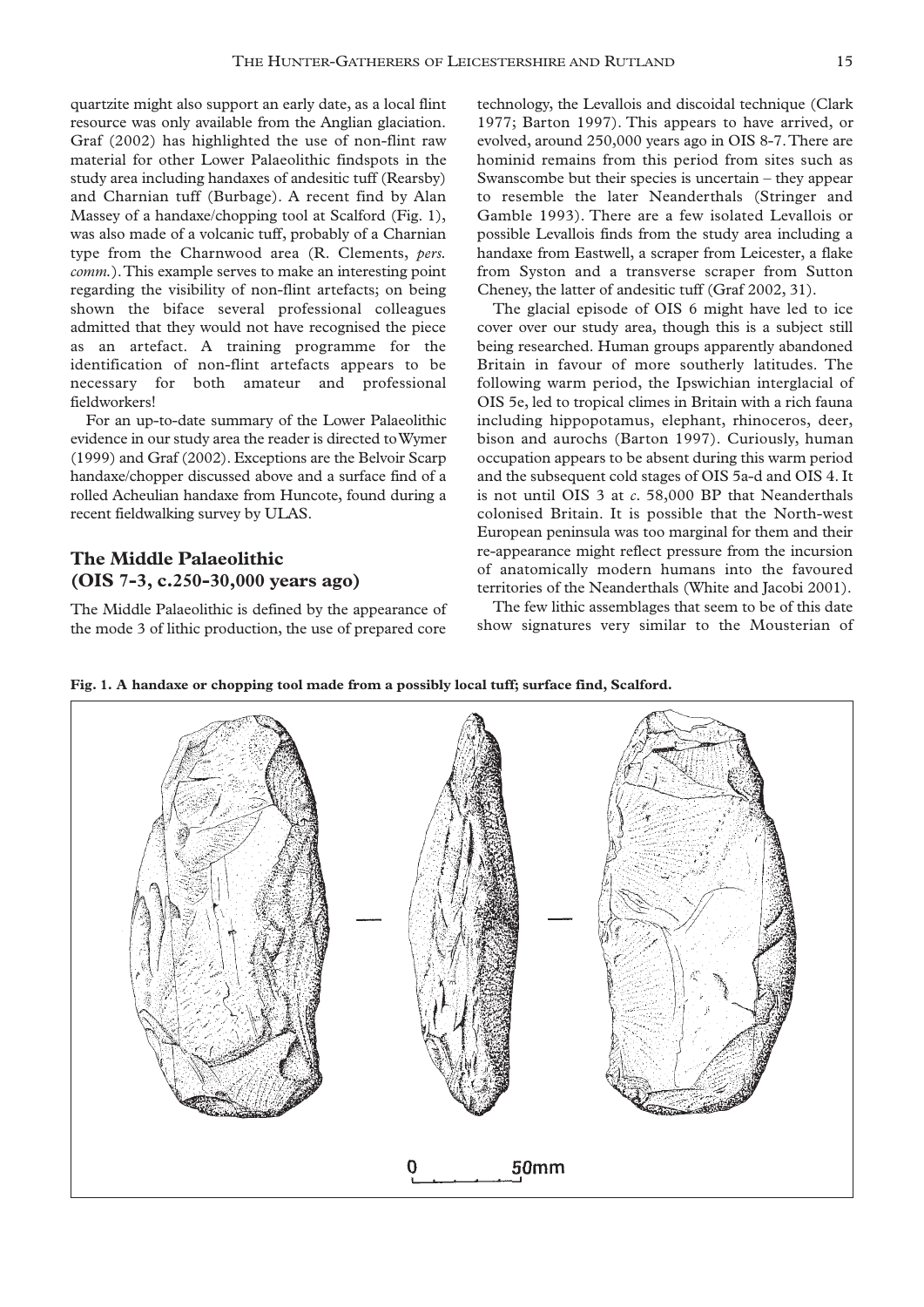quartzite might also support an early date, as a local flint resource was only available from the Anglian glaciation. Graf (2002) has highlighted the use of non-flint raw material for other Lower Palaeolithic findspots in the study area including handaxes of andesitic tuff (Rearsby) and Charnian tuff (Burbage). A recent find by Alan Massey of a handaxe/chopping tool at Scalford (Fig. 1), was also made of a volcanic tuff, probably of a Charnian type from the Charnwood area (R. Clements, *pers. comm.*). This example serves to make an interesting point regarding the visibility of non-flint artefacts; on being shown the biface several professional colleagues admitted that they would not have recognised the piece as an artefact. A training programme for the identification of non-flint artefacts appears to be necessary for both amateur and professional fieldworkers!

For an up-to-date summary of the Lower Palaeolithic evidence in our study area the reader is directed to Wymer (1999) and Graf (2002). Exceptions are the Belvoir Scarp handaxe/chopper discussed above and a surface find of a rolled Acheulian handaxe from Huncote, found during a recent fieldwalking survey by ULAS.

## The Middle Palaeolithic (OIS 7-3, c.250-30,000 years ago)

The Middle Palaeolithic is defined by the appearance of the mode 3 of lithic production, the use of prepared core technology, the Levallois and discoidal technique (Clark 1977; Barton 1997). This appears to have arrived, or evolved, around 250,000 years ago in OIS 8-7. There are hominid remains from this period from sites such as Swanscombe but their species is uncertain – they appear to resemble the later Neanderthals (Stringer and Gamble 1993). There are a few isolated Levallois or possible Levallois finds from the study area including a handaxe from Eastwell, a scraper from Leicester, a flake from Syston and a transverse scraper from Sutton Cheney, the latter of andesitic tuff (Graf 2002, 31).

The glacial episode of OIS 6 might have led to ice cover over our study area, though this is a subject still being researched. Human groups apparently abandoned Britain in favour of more southerly latitudes. The following warm period, the Ipswichian interglacial of OIS 5e, led to tropical climes in Britain with a rich fauna including hippopotamus, elephant, rhinoceros, deer, bison and aurochs (Barton 1997). Curiously, human occupation appears to be absent during this warm period and the subsequent cold stages of OIS 5a-d and OIS 4. It is not until OIS 3 at *c.* 58,000 BP that Neanderthals colonised Britain. It is possible that the North-west European peninsula was too marginal for them and their re-appearance might reflect pressure from the incursion of anatomically modern humans into the favoured territories of the Neanderthals (White and Jacobi 2001).

The few lithic assemblages that seem to be of this date show signatures very similar to the Mousterian of

**Fig. 1. A handaxe or chopping tool made from a possibly local tuff; surface find, Scalford.**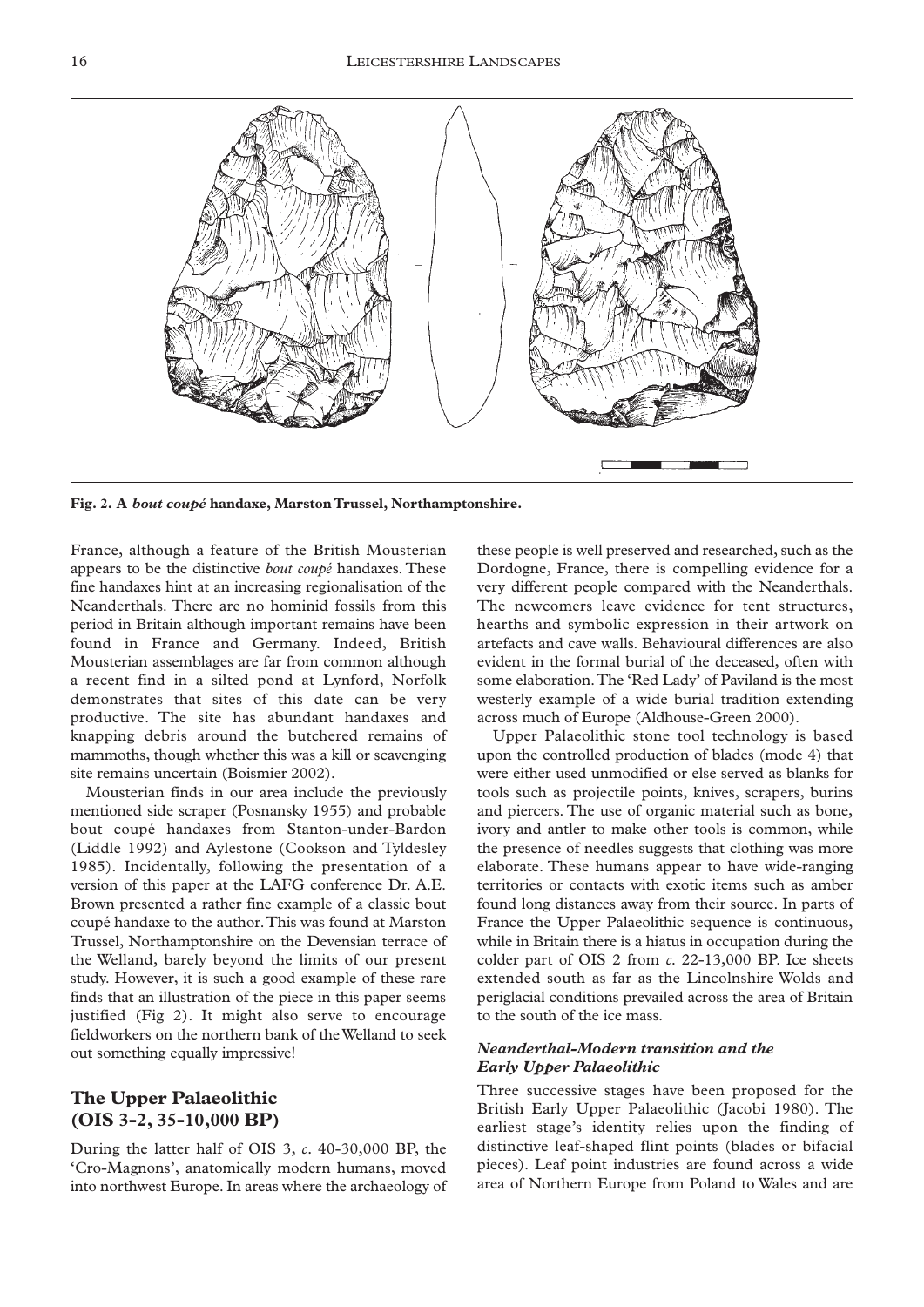Fig. 2. A *bout coupé* handaxe, Marston Trussel, Northamptonshire.

France, although a feature of the British Mousterian appears to be the distinctive *bout coupé* handaxes. These fine handaxes hint at an increasing regionalisation of the Neanderthals. There are no hominid fossils from this period in Britain although important remains have been found in France and Germany. Indeed, British Mousterian assemblages are far from common although a recent find in a silted pond at Lynford, Norfolk demonstrates that sites of this date can be very productive. The site has abundant handaxes and knapping debris around the butchered remains of mammoths, though whether this was a kill or scavenging site remains uncertain (Boismier 2002).

Mousterian finds in our area include the previously mentioned side scraper (Posnansky 1955) and probable bout coupé handaxes from Stanton-under-Bardon (Liddle 1992) and Aylestone (Cookson and Tyldesley 1985). Incidentally, following the presentation of a version of this paper at the LAFG conference Dr. A.E. Brown presented a rather fine example of a classic bout coupé handaxe to the author. This was found at Marston Trussel, Northamptonshire on the Devensian terrace of the Welland, barely beyond the limits of our present study. However, it is such a good example of these rare finds that an illustration of the piece in this paper seems justified (Fig 2). It might also serve to encourage fieldworkers on the northern bank of the Welland to seek out something equally impressive!

## The Upper Palaeolithic (OIS 3-2, 35-10,000 BP)

During the latter half of OIS 3, *c*. 40-30,000 BP, the 'Cro-Magnons', anatomically modern humans, moved into northwest Europe. In areas where the archaeology of these people is well preserved and researched, such as the Dordogne, France, there is compelling evidence for a very different people compared with the Neanderthals. The newcomers leave evidence for tent structures, hearths and symbolic expression in their artwork on artefacts and cave walls. Behavioural differences are also evident in the formal burial of the deceased, often with some elaboration. The 'Red Lady' of Paviland is the most westerly example of a wide burial tradition extending across much of Europe (Aldhouse-Green 2000).

Upper Palaeolithic stone tool technology is based upon the controlled production of blades (mode 4) that were either used unmodified or else served as blanks for tools such as projectile points, knives, scrapers, burins and piercers. The use of organic material such as bone, ivory and antler to make other tools is common, while the presence of needles suggests that clothing was more elaborate. These humans appear to have wide-ranging territories or contacts with exotic items such as amber found long distances away from their source. In parts of France the Upper Palaeolithic sequence is continuous, while in Britain there is a hiatus in occupation during the colder part of OIS 2 from *c*. 22-13,000 BP. Ice sheets extended south as far as the Lincolnshire Wolds and periglacial conditions prevailed across the area of Britain to the south of the ice mass.

### *Neanderthal-Modern transition and the Early Upper Palaeolithic*

Three successive stages have been proposed for the British Early Upper Palaeolithic (Jacobi 1980). The earliest stage's identity relies upon the finding of distinctive leaf-shaped flint points (blades or bifacial pieces). Leaf point industries are found across a wide area of Northern Europe from Poland to Wales and are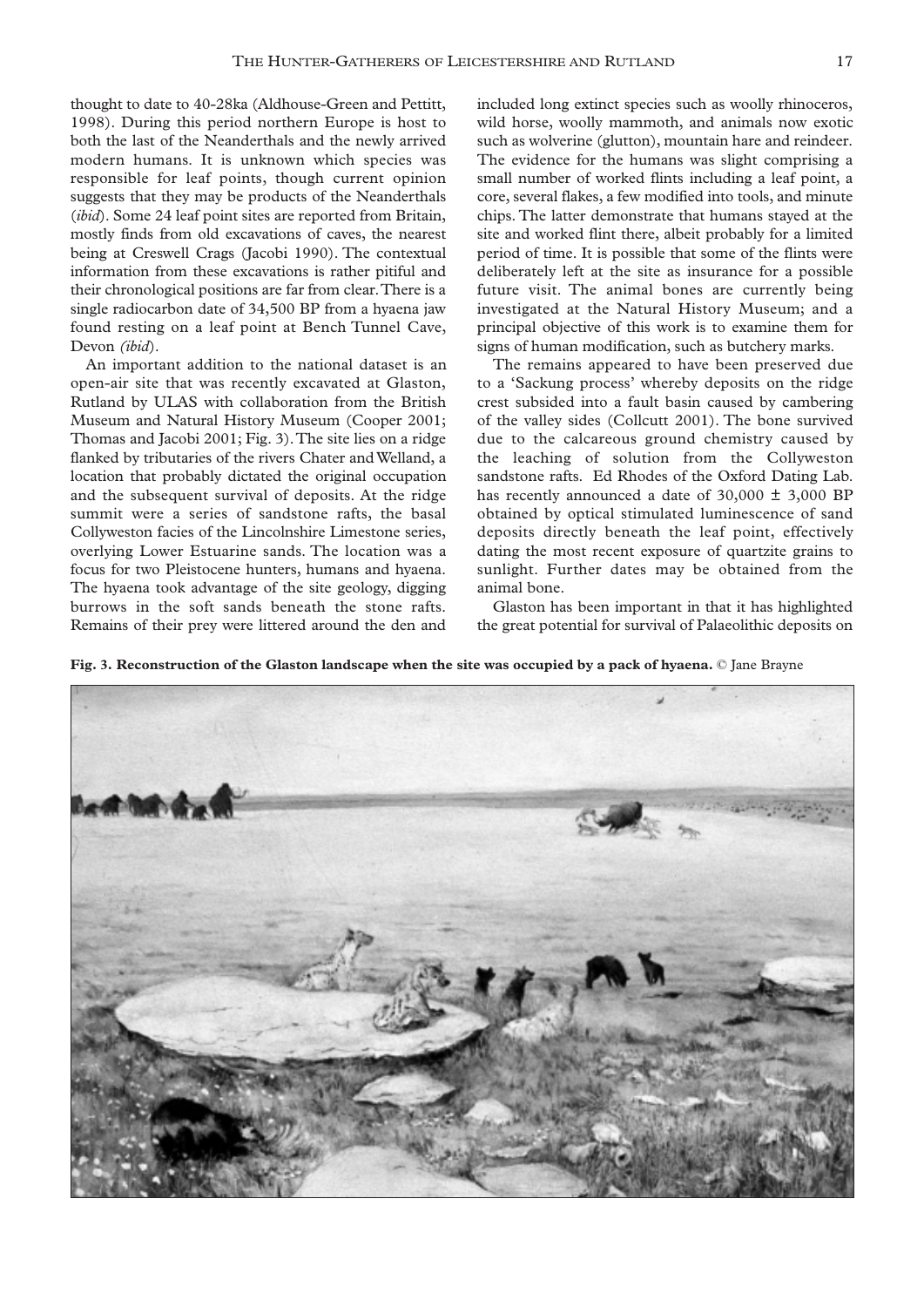thought to date to 40-28ka (Aldhouse-Green and Pettitt, 1998). During this period northern Europe is host to both the last of the Neanderthals and the newly arrived modern humans. It is unknown which species was responsible for leaf points, though current opinion suggests that they may be products of the Neanderthals (*ibid*). Some 24 leaf point sites are reported from Britain, mostly finds from old excavations of caves, the nearest being at Creswell Crags (Jacobi 1990). The contextual information from these excavations is rather pitiful and their chronological positions are far from clear. There is a single radiocarbon date of 34,500 BP from a hyaena jaw found resting on a leaf point at Bench Tunnel Cave, Devon *(ibid)*.

An important addition to the national dataset is an open-air site that was recently excavated at Glaston, Rutland by ULAS with collaboration from the British Museum and Natural History Museum (Cooper 2001; Thomas and Jacobi 2001; Fig. 3). The site lies on a ridge flanked by tributaries of the rivers Chater and Welland, a location that probably dictated the original occupation and the subsequent survival of deposits. At the ridge summit were a series of sandstone rafts, the basal Collyweston facies of the Lincolnshire Limestone series, overlying Lower Estuarine sands. The location was a focus for two Pleistocene hunters, humans and hyaena. The hyaena took advantage of the site geology, digging burrows in the soft sands beneath the stone rafts. Remains of their prey were littered around the den and included long extinct species such as woolly rhinoceros, wild horse, woolly mammoth, and animals now exotic such as wolverine (glutton), mountain hare and reindeer. The evidence for the humans was slight comprising a small number of worked flints including a leaf point, a core, several flakes, a few modified into tools, and minute chips. The latter demonstrate that humans stayed at the site and worked flint there, albeit probably for a limited period of time. It is possible that some of the flints were deliberately left at the site as insurance for a possible future visit. The animal bones are currently being investigated at the Natural History Museum; and a principal objective of this work is to examine them for signs of human modification, such as butchery marks.

The remains appeared to have been preserved due to a 'Sackung process' whereby deposits on the ridge crest subsided into a fault basin caused by cambering of the valley sides (Collcutt 2001). The bone survived due to the calcareous ground chemistry caused by the leaching of solution from the Collyweston sandstone rafts. Ed Rhodes of the Oxford Dating Lab. has recently announced a date of 30,000 ± 3,000 BP obtained by optical stimulated luminescence of sand deposits directly beneath the leaf point, effectively dating the most recent exposure of quartzite grains to sunlight. Further dates may be obtained from the animal bone.

Glaston has been important in that it has highlighted the great potential for survival of Palaeolithic deposits on

**Fig. 3. Reconstruction of the Glaston landscape when the site was occupied by a pack of hyaena.** © Jane Brayne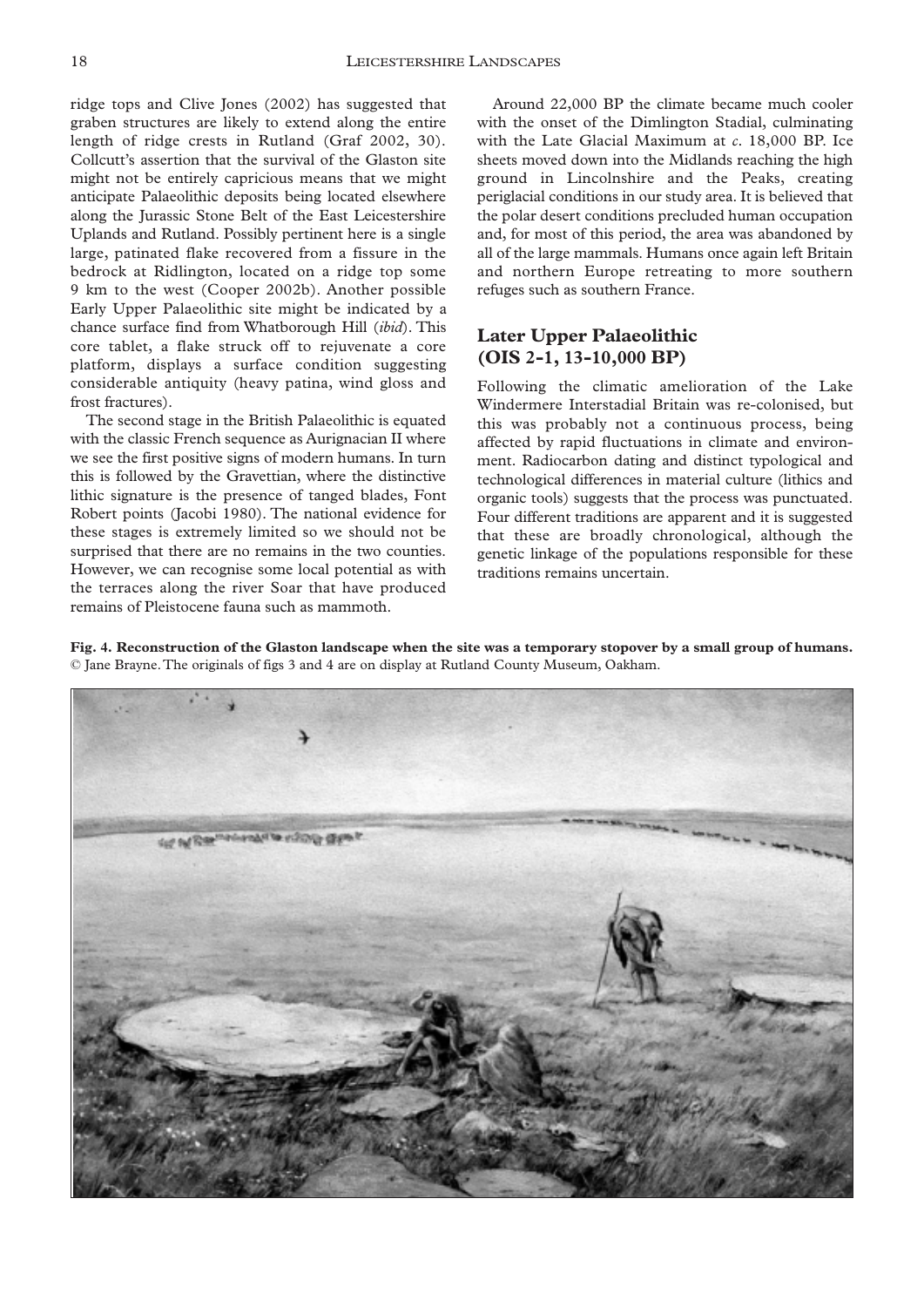ridge tops and Clive Jones (2002) has suggested that graben structures are likely to extend along the entire length of ridge crests in Rutland (Graf 2002, 30). Collcutt's assertion that the survival of the Glaston site might not be entirely capricious means that we might anticipate Palaeolithic deposits being located elsewhere along the Jurassic Stone Belt of the East Leicestershire Uplands and Rutland. Possibly pertinent here is a single large, patinated flake recovered from a fissure in the bedrock at Ridlington, located on a ridge top some 9 km to the west (Cooper 2002b). Another possible Early Upper Palaeolithic site might be indicated by a chance surface find from Whatborough Hill (*ibid*). This core tablet, a flake struck off to rejuvenate a core platform, displays a surface condition suggesting considerable antiquity (heavy patina, wind gloss and frost fractures).

The second stage in the British Palaeolithic is equated with the classic French sequence as Aurignacian II where we see the first positive signs of modern humans. In turn this is followed by the Gravettian, where the distinctive lithic signature is the presence of tanged blades, Font Robert points (Jacobi 1980). The national evidence for these stages is extremely limited so we should not be surprised that there are no remains in the two counties. However, we can recognise some local potential as with the terraces along the river Soar that have produced remains of Pleistocene fauna such as mammoth.

Around 22,000 BP the climate became much cooler with the onset of the Dimlington Stadial, culminating with the Late Glacial Maximum at *c.* 18,000 BP. Ice sheets moved down into the Midlands reaching the high ground in Lincolnshire and the Peaks, creating periglacial conditions in our study area. It is believed that the polar desert conditions precluded human occupation and, for most of this period, the area was abandoned by all of the large mammals. Humans once again left Britain and northern Europe retreating to more southern refuges such as southern France.

## Later Upper Palaeolithic (OIS 2-1, 13-10,000 BP)

Following the climatic amelioration of the Lake Windermere Interstadial Britain was re-colonised, but this was probably not a continuous process, being affected by rapid fluctuations in climate and environment. Radiocarbon dating and distinct typological and technological differences in material culture (lithics and organic tools) suggests that the process was punctuated. Four different traditions are apparent and it is suggested that these are broadly chronological, although the genetic linkage of the populations responsible for these traditions remains uncertain.

**Fig. 4. Reconstruction of the Glaston landscape when the site was a temporary stopover by a small group of humans.** © Jane Brayne. The originals of figs 3 and 4 are on display at Rutland County Museum, Oakham.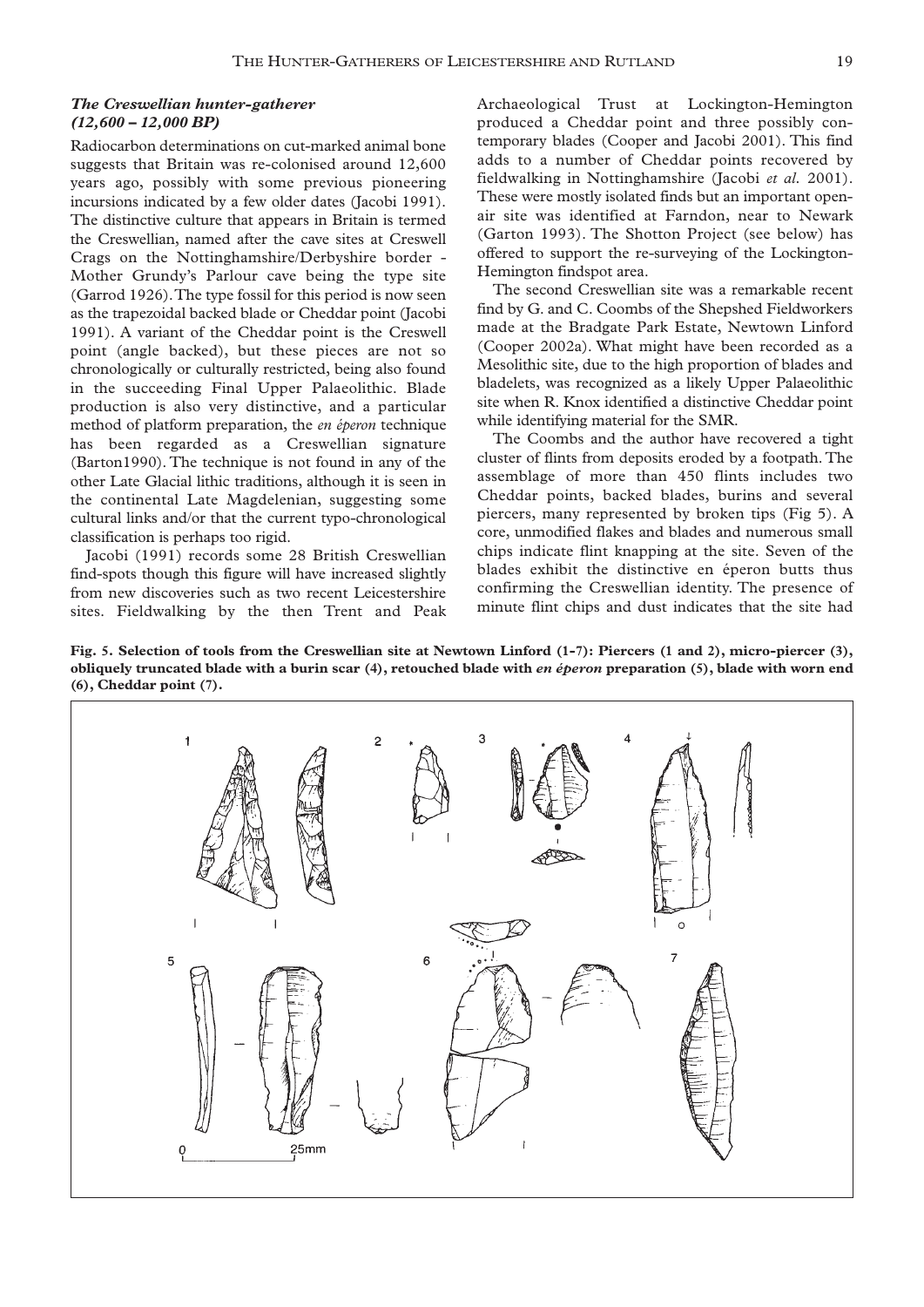### *The Creswellian hunter-gatherer (12,600 – 12,000 BP)*

Radiocarbon determinations on cut-marked animal bone suggests that Britain was re-colonised around 12,600 years ago, possibly with some previous pioneering incursions indicated by a few older dates (Jacobi 1991). The distinctive culture that appears in Britain is termed the Creswellian, named after the cave sites at Creswell Crags on the Nottinghamshire/Derbyshire border - Mother Grundy's Parlour cave being the type site (Garrod 1926). The type fossil for this period is now seen as the trapezoidal backed blade or Cheddar point (Jacobi 1991). A variant of the Cheddar point is the Creswell point (angle backed), but these pieces are not so chronologically or culturally restricted, being also found in the succeeding Final Upper Palaeolithic. Blade production is also very distinctive, and a particular method of platform preparation, the *en éperon* technique has been regarded as a Creswellian signature (Barton1990). The technique is not found in any of the other Late Glacial lithic traditions, although it is seen in the continental Late Magdelenian, suggesting some cultural links and/or that the current typo-chronological classification is perhaps too rigid.

Jacobi (1991) records some 28 British Creswellian find-spots though this figure will have increased slightly from new discoveries such as two recent Leicestershire sites. Fieldwalking by the then Trent and Peak Archaeological Trust at Lockington-Hemington produced a Cheddar point and three possibly contemporary blades (Cooper and Jacobi 2001). This find adds to a number of Cheddar points recovered by fieldwalking in Nottinghamshire (Jacobi *et al.* 2001). These were mostly isolated finds but an important open-air site was identified at Farndon, near to Newark (Garton 1993). The Shotton Project (see below) has offered to support the re-surveying of the Lockington-Hemington findspot area.

The second Creswellian site was a remarkable recent find by G. and C. Coombs of the Shepshed Fieldworkers made at the Bradgate Park Estate, Newtown Linford (Cooper 2002a). What might have been recorded as a Mesolithic site, due to the high proportion of blades and bladelets, was recognized as a likely Upper Palaeolithic site when R. Knox identified a distinctive Cheddar point while identifying material for the SMR.

The Coombs and the author have recovered a tight cluster of flints from deposits eroded by a footpath. The assemblage of more than 450 flints includes two Cheddar points, backed blades, burins and several piercers, many represented by broken tips (Fig 5). A core, unmodified flakes and blades and numerous small chips indicate flint knapping at the site. Seven of the blades exhibit the distinctive en éperon butts thus confirming the Creswellian identity. The presence of minute flint chips and dust indicates that the site had

**Fig. 5. Selection of tools from the Creswellian site at Newtown Linford (1-7): Piercers (1 and 2), micro-piercer (3), obliquely truncated blade with a burin scar (4), retouched blade with *en éperon* preparation (5), blade with worn end (6), Cheddar point (7).**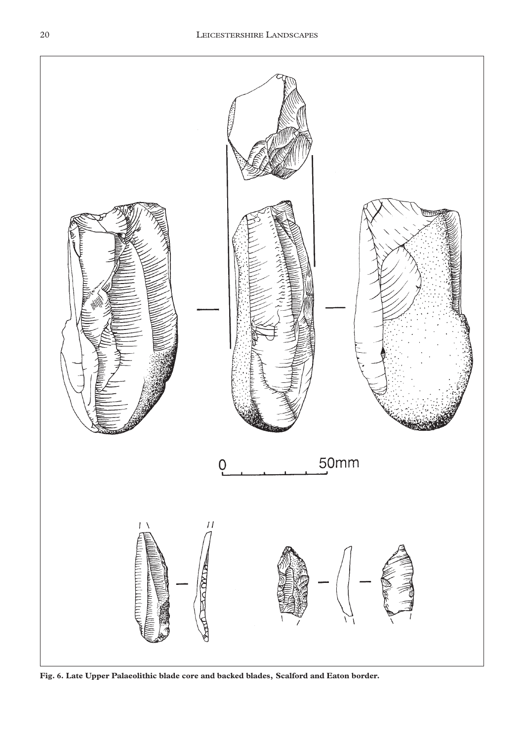Fig. 6. Late Upper Palaeolithic blade core and backed blades, Scalford and Eaton border.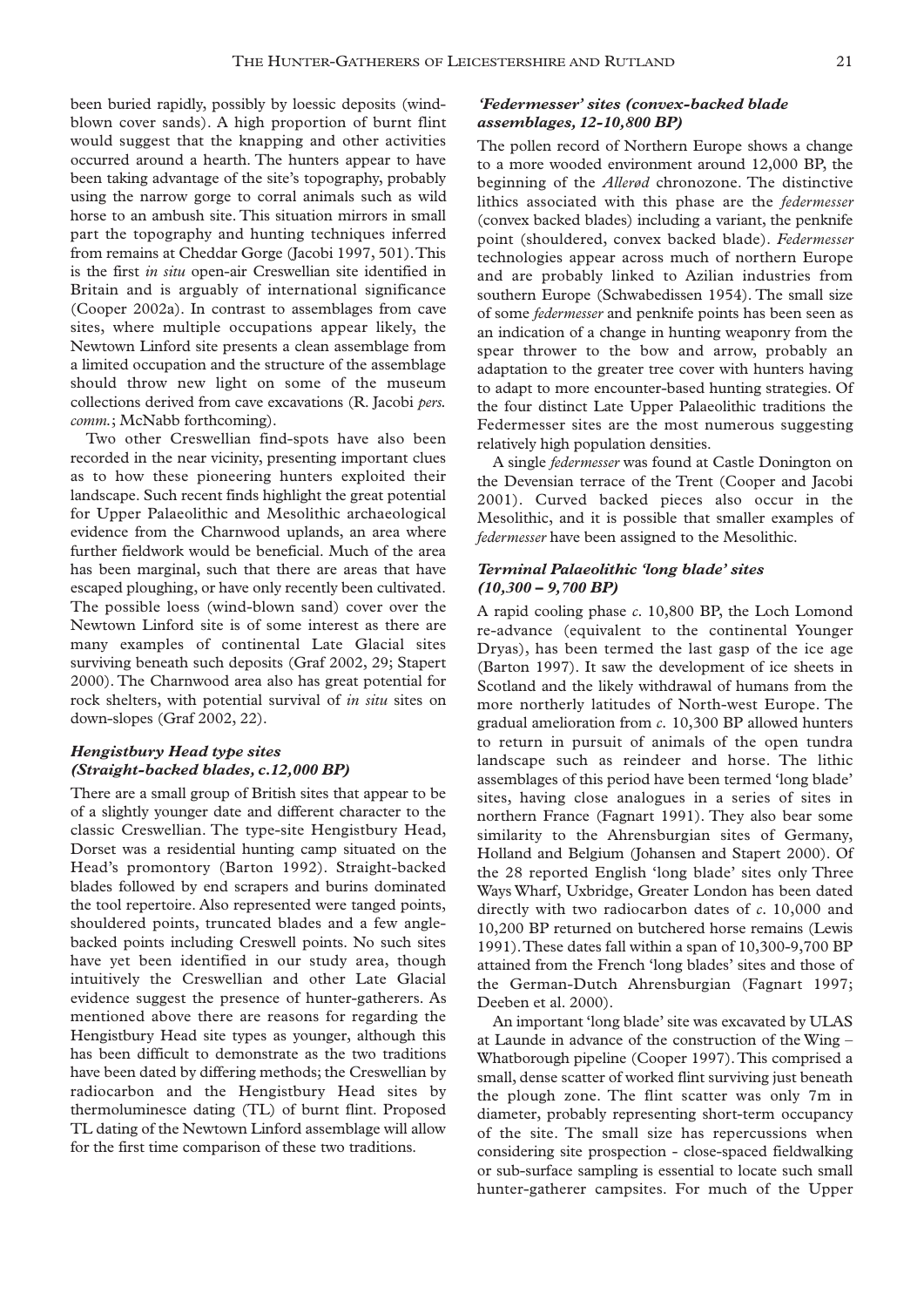been buried rapidly, possibly by loessic deposits (wind-blown cover sands). A high proportion of burnt flint would suggest that the knapping and other activities occurred around a hearth. The hunters appear to have been taking advantage of the site's topography, probably using the narrow gorge to corral animals such as wild horse to an ambush site. This situation mirrors in small part the topography and hunting techniques inferred from remains at Cheddar Gorge (Jacobi 1997, 501). This is the first *in situ* open-air Creswellian site identified in Britain and is arguably of international significance (Cooper 2002a). In contrast to assemblages from cave sites, where multiple occupations appear likely, the Newtown Linford site presents a clean assemblage from a limited occupation and the structure of the assemblage should throw new light on some of the museum collections derived from cave excavations (R. Jacobi *pers. comm.*; McNabb forthcoming).

Two other Creswellian find-spots have also been recorded in the near vicinity, presenting important clues as to how these pioneering hunters exploited their landscape. Such recent finds highlight the great potential for Upper Palaeolithic and Mesolithic archaeological evidence from the Charnwood uplands, an area where further fieldwork would be beneficial. Much of the area has been marginal, such that there are areas that have escaped ploughing, or have only recently been cultivated. The possible loess (wind-blown sand) cover over the Newtown Linford site is of some interest as there are many examples of continental Late Glacial sites surviving beneath such deposits (Graf 2002, 29; Stapert 2000). The Charnwood area also has great potential for rock shelters, with potential survival of *in situ* sites on down-slopes (Graf 2002, 22).

### *Hengistbury Head type sites (Straight-backed blades, c.12,000 BP)*

There are a small group of British sites that appear to be of a slightly younger date and different character to the classic Creswellian. The type-site Hengistbury Head, Dorset was a residential hunting camp situated on the Head's promontory (Barton 1992). Straight-backed blades followed by end scrapers and burins dominated the tool repertoire. Also represented were tanged points, shouldered points, truncated blades and a few angle-backed points including Creswell points. No such sites have yet been identified in our study area, though intuitively the Creswellian and other Late Glacial evidence suggest the presence of hunter-gatherers. As mentioned above there are reasons for regarding the Hengistbury Head site types as younger, although this has been difficult to demonstrate as the two traditions have been dated by differing methods; the Creswellian by radiocarbon and the Hengistbury Head sites by thermoluminesce dating (TL) of burnt flint. Proposed TL dating of the Newtown Linford assemblage will allow for the first time comparison of these two traditions.

### *'Federmesser' sites (convex-backed blade assemblages, 12-10,800 BP)*

The pollen record of Northern Europe shows a change to a more wooded environment around 12,000 BP, the beginning of the *Allerød* chronozone. The distinctive lithics associated with this phase are the *federmesser* (convex backed blades) including a variant, the penknife point (shouldered, convex backed blade). *Federmesser* technologies appear across much of northern Europe and are probably linked to Azilian industries from southern Europe (Schwabedissen 1954). The small size of some *federmesser* and penknife points has been seen as an indication of a change in hunting weaponry from the spear thrower to the bow and arrow, probably an adaptation to the greater tree cover with hunters having to adapt to more encounter-based hunting strategies. Of the four distinct Late Upper Palaeolithic traditions the Federmesser sites are the most numerous suggesting relatively high population densities.

A single *federmesser* was found at Castle Donington on the Devensian terrace of the Trent (Cooper and Jacobi 2001). Curved backed pieces also occur in the Mesolithic, and it is possible that smaller examples of *federmesser* have been assigned to the Mesolithic.

### *Terminal Palaeolithic 'long blade' sites (10,300 – 9,700 BP)*

A rapid cooling phase *c.* 10,800 BP, the Loch Lomond re-advance (equivalent to the continental Younger Dryas), has been termed the last gasp of the ice age (Barton 1997). It saw the development of ice sheets in Scotland and the likely withdrawal of humans from the more northerly latitudes of North-west Europe. The gradual amelioration from *c.* 10,300 BP allowed hunters to return in pursuit of animals of the open tundra landscape such as reindeer and horse. The lithic assemblages of this period have been termed 'long blade' sites, having close analogues in a series of sites in northern France (Fagnart 1991). They also bear some similarity to the Ahrensburgian sites of Germany, Holland and Belgium (Johansen and Stapert 2000). Of the 28 reported English 'long blade' sites only Three Ways Wharf, Uxbridge, Greater London has been dated directly with two radiocarbon dates of *c.* 10,000 and 10,200 BP returned on butchered horse remains (Lewis 1991). These dates fall within a span of 10,300-9,700 BP attained from the French 'long blades' sites and those of the German-Dutch Ahrensburgian (Fagnart 1997; Deeben et al. 2000).

An important 'long blade' site was excavated by ULAS at Launde in advance of the construction of the Wing – Whatborough pipeline (Cooper 1997). This comprised a small, dense scatter of worked flint surviving just beneath the plough zone. The flint scatter was only 7m in diameter, probably representing short-term occupancy of the site. The small size has repercussions when considering site prospection - close-spaced fieldwalking or sub-surface sampling is essential to locate such small hunter-gatherer campsites. For much of the Upper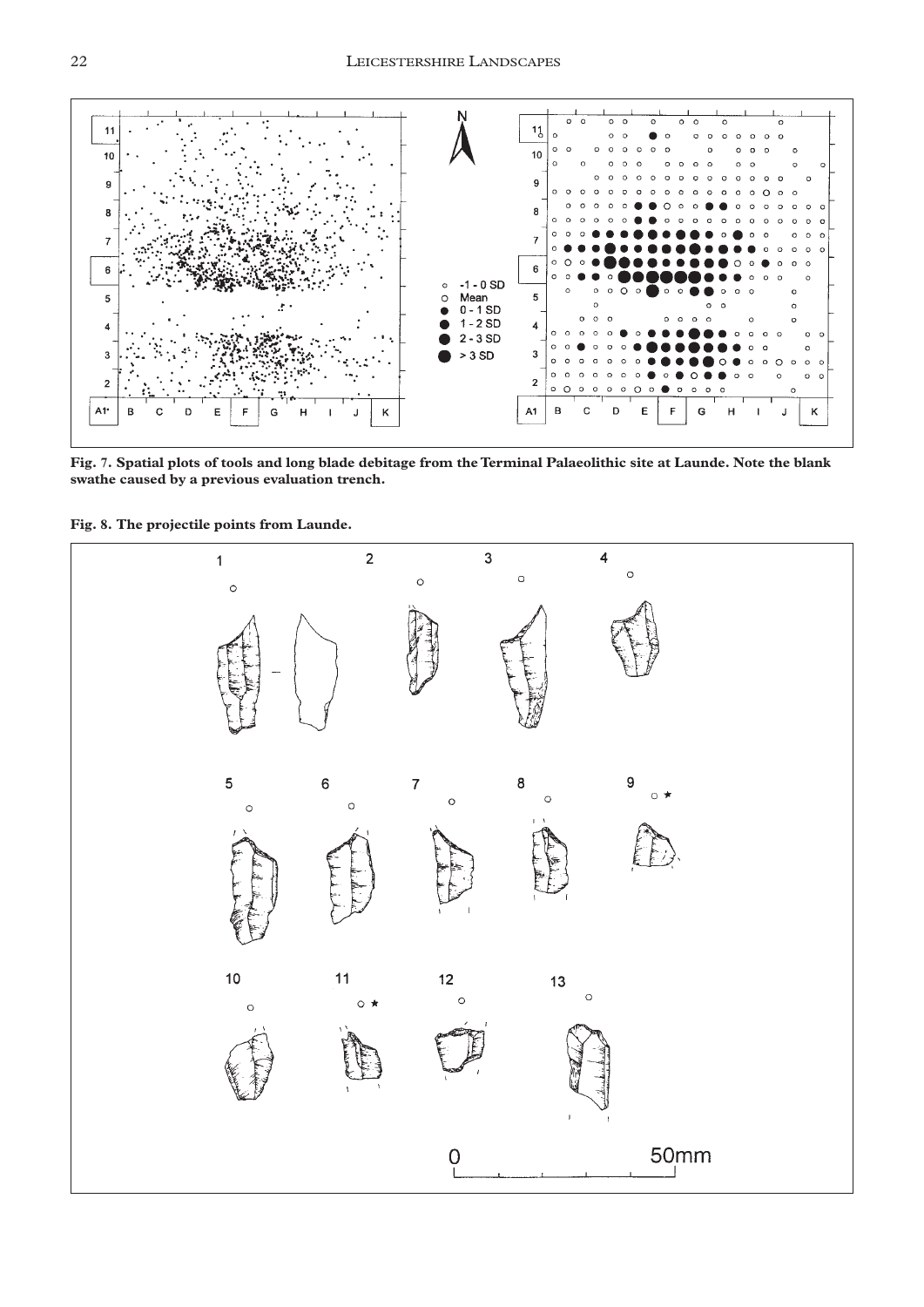**Fig. 7. Spatial plots of tools and long blade debitage from the Terminal Palaeolithic site at Launde. Note the blank swathe caused by a previous evaluation trench.**

**Fig. 8. The projectile points from Launde.**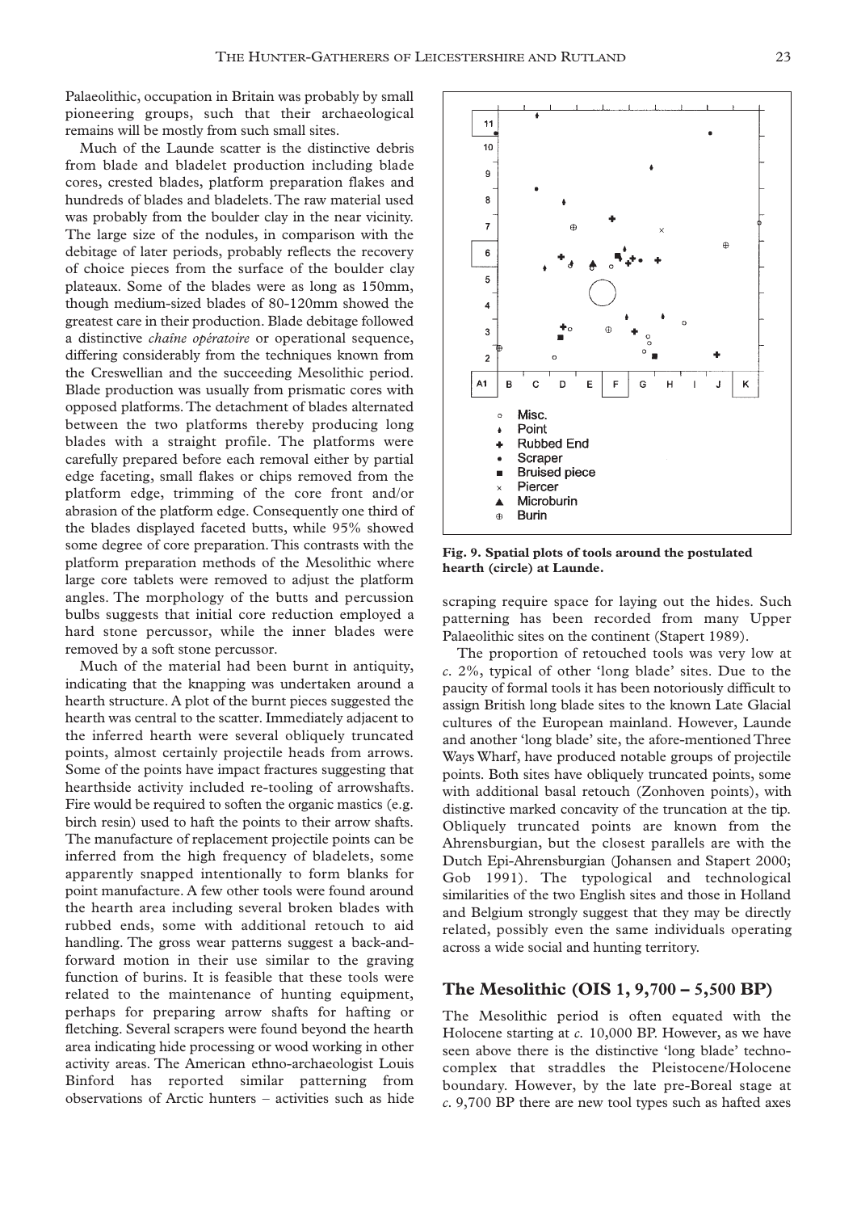Palaeolithic, occupation in Britain was probably by small pioneering groups, such that their archaeological remains will be mostly from such small sites.

Much of the Launde scatter is the distinctive debris from blade and bladelet production including blade cores, crested blades, platform preparation flakes and hundreds of blades and bladelets. The raw material used was probably from the boulder clay in the near vicinity. The large size of the nodules, in comparison with the debitage of later periods, probably reflects the recovery of choice pieces from the surface of the boulder clay plateaux. Some of the blades were as long as 150mm, though medium-sized blades of 80-120mm showed the greatest care in their production. Blade debitage followed a distinctive *chaîne opératoire* or operational sequence, differing considerably from the techniques known from the Creswellian and the succeeding Mesolithic period. Blade production was usually from prismatic cores with opposed platforms. The detachment of blades alternated between the two platforms thereby producing long blades with a straight profile. The platforms were carefully prepared before each removal either by partial edge faceting, small flakes or chips removed from the platform edge, trimming of the core front and/or abrasion of the platform edge. Consequently one third of the blades displayed faceted butts, while 95% showed some degree of core preparation. This contrasts with the platform preparation methods of the Mesolithic where large core tablets were removed to adjust the platform angles. The morphology of the butts and percussion bulbs suggests that initial core reduction employed a hard stone percussor, while the inner blades were removed by a soft stone percussor.

Much of the material had been burnt in antiquity, indicating that the knapping was undertaken around a hearth structure. A plot of the burnt pieces suggested the hearth was central to the scatter. Immediately adjacent to the inferred hearth were several obliquely truncated points, almost certainly projectile heads from arrows. Some of the points have impact fractures suggesting that hearthside activity included re-tooling of arrowshafts. Fire would be required to soften the organic mastics (e.g. birch resin) used to haft the points to their arrow shafts. The manufacture of replacement projectile points can be inferred from the high frequency of bladelets, some apparently snapped intentionally to form blanks for point manufacture. A few other tools were found around the hearth area including several broken blades with rubbed ends, some with additional retouch to aid handling. The gross wear patterns suggest a back-and-forward motion in their use similar to the graving function of burins. It is feasible that these tools were related to the maintenance of hunting equipment, perhaps for preparing arrow shafts for hafting or fletching. Several scrapers were found beyond the hearth area indicating hide processing or wood working in other activity areas. The American ethno-archaeologist Louis Binford has reported similar patterning from observations of Arctic hunters – activities such as hide scraping require space for laying out the hides. Such patterning has been recorded from many Upper Palaeolithic sites on the continent (Stapert 1989).

**Fig. 9. Spatial plots of tools around the postulated hearth (circle) at Launde.**

The proportion of retouched tools was very low at *c.* 2%, typical of other 'long blade' sites. Due to the paucity of formal tools it has been notoriously difficult to assign British long blade sites to the known Late Glacial cultures of the European mainland. However, Launde and another 'long blade' site, the afore-mentioned Three Ways Wharf, have produced notable groups of projectile points. Both sites have obliquely truncated points, some with additional basal retouch (Zonhoven points), with distinctive marked concavity of the truncation at the tip. Obliquely truncated points are known from the Ahrensburgian, but the closest parallels are with the Dutch Epi-Ahrensburgian (Johansen and Stapert 2000; Gob 1991). The typological and technological similarities of the two English sites and those in Holland and Belgium strongly suggest that they may be directly related, possibly even the same individuals operating across a wide social and hunting territory.

## The Mesolithic (OIS 1, 9,700 – 5,500 BP)

The Mesolithic period is often equated with the Holocene starting at *c.* 10,000 BP. However, as we have seen above there is the distinctive 'long blade' techno-complex that straddles the Pleistocene/Holocene boundary. However, by the late pre-Boreal stage at *c.* 9,700 BP there are new tool types such as hafted axes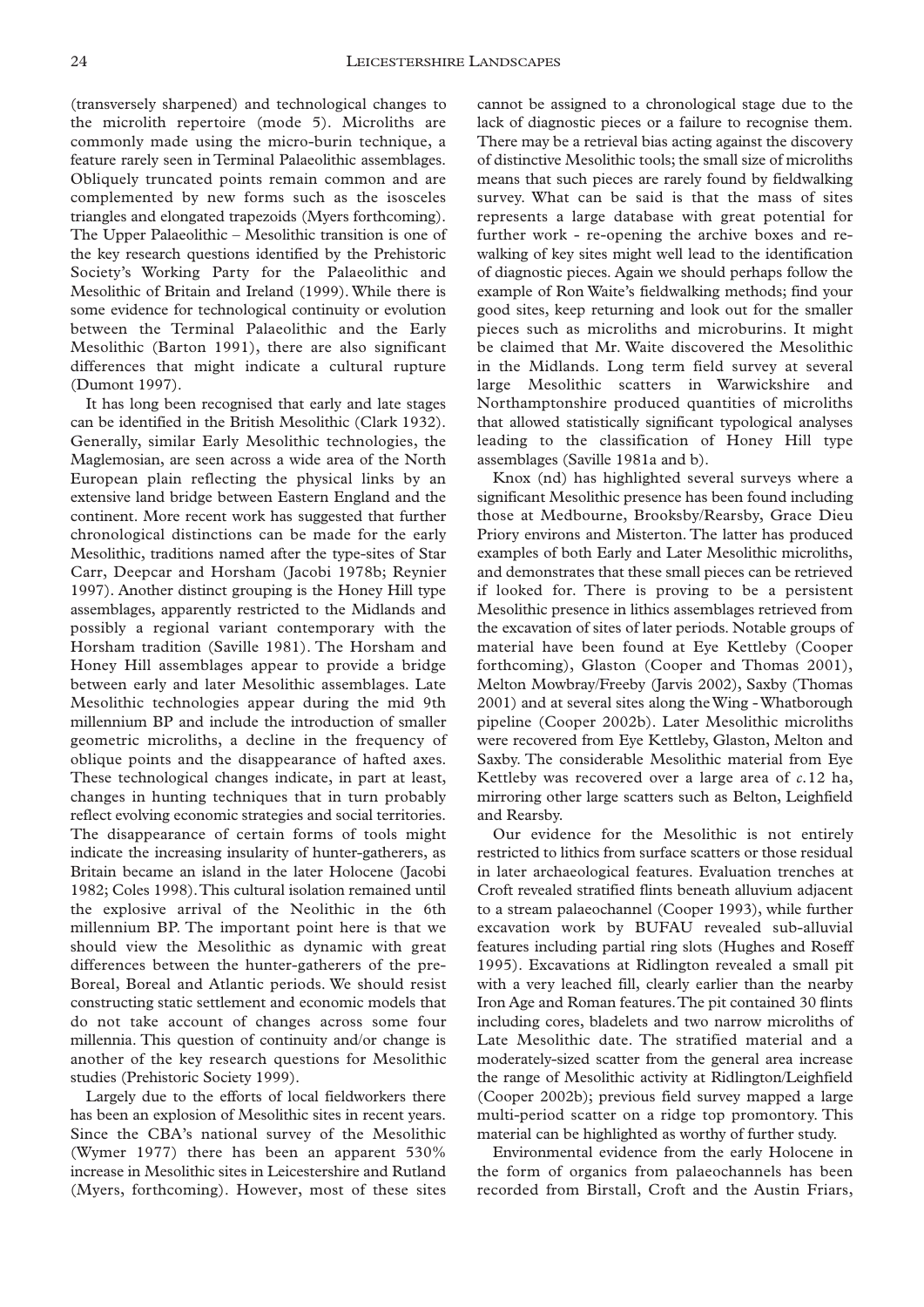(transversely sharpened) and technological changes to the microlith repertoire (mode 5). Microliths are commonly made using the micro-burin technique, a feature rarely seen in Terminal Palaeolithic assemblages. Obliquely truncated points remain common and are complemented by new forms such as the isosceles triangles and elongated trapezoids (Myers forthcoming). The Upper Palaeolithic – Mesolithic transition is one of the key research questions identified by the Prehistoric Society's Working Party for the Palaeolithic and Mesolithic of Britain and Ireland (1999). While there is some evidence for technological continuity or evolution between the Terminal Palaeolithic and the Early Mesolithic (Barton 1991), there are also significant differences that might indicate a cultural rupture (Dumont 1997).

It has long been recognised that early and late stages can be identified in the British Mesolithic (Clark 1932). Generally, similar Early Mesolithic technologies, the Maglemosian, are seen across a wide area of the North European plain reflecting the physical links by an extensive land bridge between Eastern England and the continent. More recent work has suggested that further chronological distinctions can be made for the early Mesolithic, traditions named after the type-sites of Star Carr, Deepcar and Horsham (Jacobi 1978b; Reynier 1997). Another distinct grouping is the Honey Hill type assemblages, apparently restricted to the Midlands and possibly a regional variant contemporary with the Horsham tradition (Saville 1981). The Horsham and Honey Hill assemblages appear to provide a bridge between early and later Mesolithic assemblages. Late Mesolithic technologies appear during the mid 9th millennium BP and include the introduction of smaller geometric microliths, a decline in the frequency of oblique points and the disappearance of hafted axes. These technological changes indicate, in part at least, changes in hunting techniques that in turn probably reflect evolving economic strategies and social territories. The disappearance of certain forms of tools might indicate the increasing insularity of hunter-gatherers, as Britain became an island in the later Holocene (Jacobi 1982; Coles 1998). This cultural isolation remained until the explosive arrival of the Neolithic in the 6th millennium BP. The important point here is that we should view the Mesolithic as dynamic with great differences between the hunter-gatherers of the pre-Boreal, Boreal and Atlantic periods. We should resist constructing static settlement and economic models that do not take account of changes across some four millennia. This question of continuity and/or change is another of the key research questions for Mesolithic studies (Prehistoric Society 1999).

Largely due to the efforts of local fieldworkers there has been an explosion of Mesolithic sites in recent years. Since the CBA's national survey of the Mesolithic (Wymer 1977) there has been an apparent 530% increase in Mesolithic sites in Leicestershire and Rutland (Myers, forthcoming). However, most of these sites cannot be assigned to a chronological stage due to the lack of diagnostic pieces or a failure to recognise them. There may be a retrieval bias acting against the discovery of distinctive Mesolithic tools; the small size of microliths means that such pieces are rarely found by fieldwalking survey. What can be said is that the mass of sites represents a large database with great potential for further work - re-opening the archive boxes and re-walking of key sites might well lead to the identification of diagnostic pieces. Again we should perhaps follow the example of Ron Waite's fieldwalking methods; find your good sites, keep returning and look out for the smaller pieces such as microliths and microburins. It might be claimed that Mr. Waite discovered the Mesolithic in the Midlands. Long term field survey at several large Mesolithic scatters in Warwickshire and Northamptonshire produced quantities of microliths that allowed statistically significant typological analyses leading to the classification of Honey Hill type assemblages (Saville 1981a and b).

Knox (nd) has highlighted several surveys where a significant Mesolithic presence has been found including those at Medbourne, Brooksby/Rearsby, Grace Dieu Priory environs and Misterton. The latter has produced examples of both Early and Later Mesolithic microliths, and demonstrates that these small pieces can be retrieved if looked for. There is proving to be a persistent Mesolithic presence in lithics assemblages retrieved from the excavation of sites of later periods. Notable groups of material have been found at Eye Kettleby (Cooper forthcoming), Glaston (Cooper and Thomas 2001), Melton Mowbray/Freeby (Jarvis 2002), Saxby (Thomas 2001) and at several sites along the Wing - Whatborough pipeline (Cooper 2002b). Later Mesolithic microliths were recovered from Eye Kettleby, Glaston, Melton and Saxby. The considerable Mesolithic material from Eye Kettleby was recovered over a large area of *c.*12 ha, mirroring other large scatters such as Belton, Leighfield and Rearsby.

Our evidence for the Mesolithic is not entirely restricted to lithics from surface scatters or those residual in later archaeological features. Evaluation trenches at Croft revealed stratified flints beneath alluvium adjacent to a stream palaeochannel (Cooper 1993), while further excavation work by BUFAU revealed sub-alluvial features including partial ring slots (Hughes and Roseff 1995). Excavations at Ridlington revealed a small pit with a very leached fill, clearly earlier than the nearby Iron Age and Roman features. The pit contained 30 flints including cores, bladelets and two narrow microliths of Late Mesolithic date. The stratified material and a moderately-sized scatter from the general area increase the range of Mesolithic activity at Ridlington/Leighfield (Cooper 2002b); previous field survey mapped a large multi-period scatter on a ridge top promontory. This material can be highlighted as worthy of further study.

Environmental evidence from the early Holocene in the form of organics from palaeochannels has been recorded from Birstall, Croft and the Austin Friars,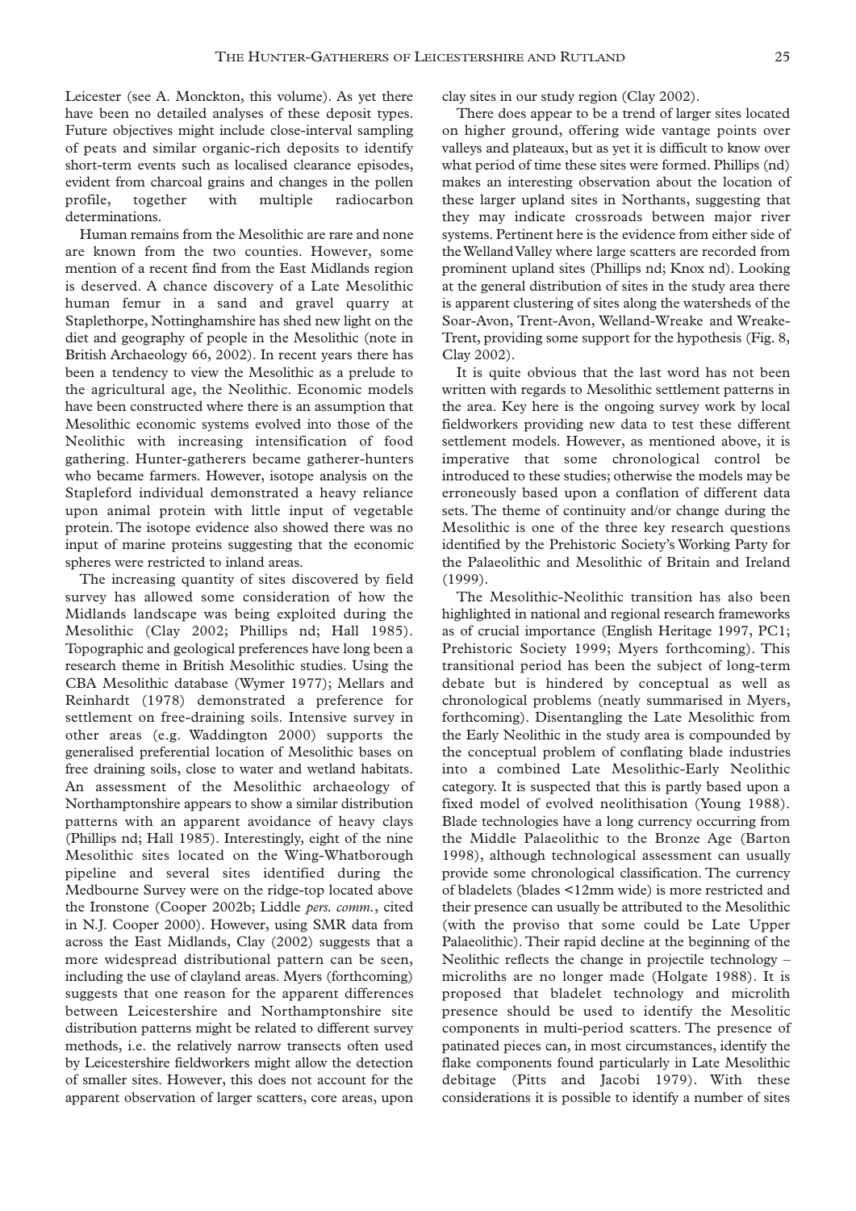Leicester (see A. Monckton, this volume). As yet there have been no detailed analyses of these deposit types. Future objectives might include close-interval sampling of peats and similar organic-rich deposits to identify short-term events such as localised clearance episodes, evident from charcoal grains and changes in the pollen profile, together with multiple radiocarbon determinations.

Human remains from the Mesolithic are rare and none are known from the two counties. However, some mention of a recent find from the East Midlands region is deserved. A chance discovery of a Late Mesolithic human femur in a sand and gravel quarry at Staplethorpe, Nottinghamshire has shed new light on the diet and geography of people in the Mesolithic (note in British Archaeology 66, 2002). In recent years there has been a tendency to view the Mesolithic as a prelude to the agricultural age, the Neolithic. Economic models have been constructed where there is an assumption that Mesolithic economic systems evolved into those of the Neolithic with increasing intensification of food gathering. Hunter-gatherers became gatherer-hunters who became farmers. However, isotope analysis on the Stapleford individual demonstrated a heavy reliance upon animal protein with little input of vegetable protein. The isotope evidence also showed there was no input of marine proteins suggesting that the economic spheres were restricted to inland areas.

The increasing quantity of sites discovered by field survey has allowed some consideration of how the Midlands landscape was being exploited during the Mesolithic (Clay 2002; Phillips nd; Hall 1985). Topographic and geological preferences have long been a research theme in British Mesolithic studies. Using the CBA Mesolithic database (Wymer 1977); Mellars and Reinhardt (1978) demonstrated a preference for settlement on free-draining soils. Intensive survey in other areas (e.g. Waddington 2000) supports the generalised preferential location of Mesolithic bases on free draining soils, close to water and wetland habitats. An assessment of the Mesolithic archaeology of Northamptonshire appears to show a similar distribution patterns with an apparent avoidance of heavy clays (Phillips nd; Hall 1985). Interestingly, eight of the nine Mesolithic sites located on the Wing-Whatborough pipeline and several sites identified during the Medbourne Survey were on the ridge-top located above the Ironstone (Cooper 2002b; Liddle *pers. comm.*, cited in N.J. Cooper 2000). However, using SMR data from across the East Midlands, Clay (2002) suggests that a more widespread distributional pattern can be seen, including the use of clayland areas. Myers (forthcoming) suggests that one reason for the apparent differences between Leicestershire and Northamptonshire site distribution patterns might be related to different survey methods, i.e. the relatively narrow transects often used by Leicestershire fieldworkers might allow the detection of smaller sites. However, this does not account for the apparent observation of larger scatters, core areas, upon clay sites in our study region (Clay 2002).

There does appear to be a trend of larger sites located on higher ground, offering wide vantage points over valleys and plateaux, but as yet it is difficult to know over what period of time these sites were formed. Phillips (nd) makes an interesting observation about the location of these larger upland sites in Northants, suggesting that they may indicate crossroads between major river systems. Pertinent here is the evidence from either side of the Welland Valley where large scatters are recorded from prominent upland sites (Phillips nd; Knox nd). Looking at the general distribution of sites in the study area there is apparent clustering of sites along the watersheds of the Soar-Avon, Trent-Avon, Welland-Wreake and Wreake-Trent, providing some support for the hypothesis (Fig. 8, Clay 2002).

It is quite obvious that the last word has not been written with regards to Mesolithic settlement patterns in the area. Key here is the ongoing survey work by local fieldworkers providing new data to test these different settlement models. However, as mentioned above, it is imperative that some chronological control be introduced to these studies; otherwise the models may be erroneously based upon a conflation of different data sets. The theme of continuity and/or change during the Mesolithic is one of the three key research questions identified by the Prehistoric Society's Working Party for the Palaeolithic and Mesolithic of Britain and Ireland (1999).

The Mesolithic-Neolithic transition has also been highlighted in national and regional research frameworks as of crucial importance (English Heritage 1997, PC1; Prehistoric Society 1999; Myers forthcoming). This transitional period has been the subject of long-term debate but is hindered by conceptual as well as chronological problems (neatly summarised in Myers, forthcoming). Disentangling the Late Mesolithic from the Early Neolithic in the study area is compounded by the conceptual problem of conflating blade industries into a combined Late Mesolithic-Early Neolithic category. It is suspected that this is partly based upon a fixed model of evolved neolithisation (Young 1988). Blade technologies have a long currency occurring from the Middle Palaeolithic to the Bronze Age (Barton 1998), although technological assessment can usually provide some chronological classification. The currency of bladelets (blades <12mm wide) is more restricted and their presence can usually be attributed to the Mesolithic (with the proviso that some could be Late Upper Palaeolithic). Their rapid decline at the beginning of the Neolithic reflects the change in projectile technology – microliths are no longer made (Holgate 1988). It is proposed that bladelet technology and microlith presence should be used to identify the Mesolitic components in multi-period scatters. The presence of patinated pieces can, in most circumstances, identify the flake components found particularly in Late Mesolithic debitage (Pitts and Jacobi 1979). With these considerations it is possible to identify a number of sites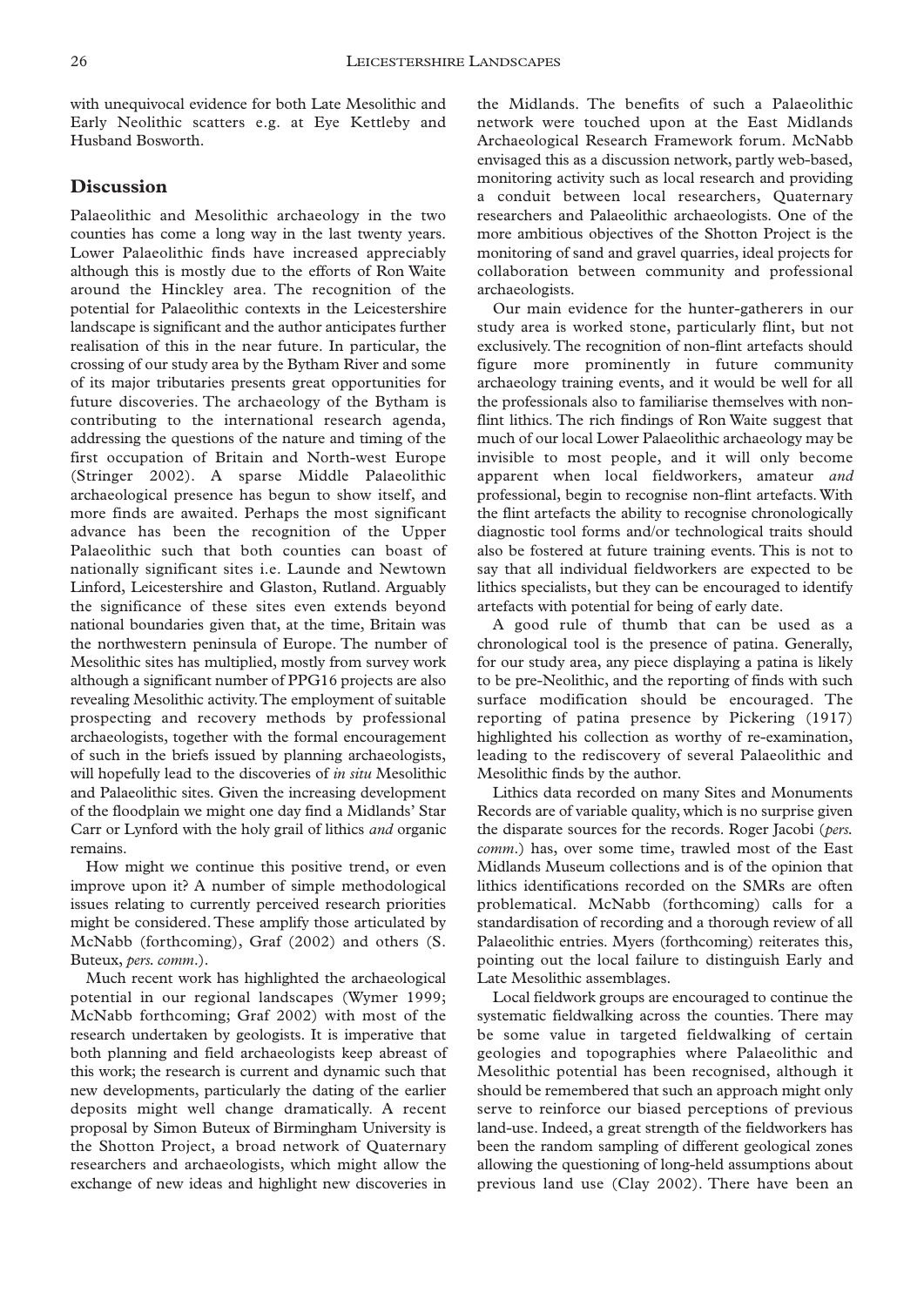with unequivocal evidence for both Late Mesolithic and Early Neolithic scatters e.g. at Eye Kettleby and Husband Bosworth.

## Discussion

Palaeolithic and Mesolithic archaeology in the two counties has come a long way in the last twenty years. Lower Palaeolithic finds have increased appreciably although this is mostly due to the efforts of Ron Waite around the Hinckley area. The recognition of the potential for Palaeolithic contexts in the Leicestershire landscape is significant and the author anticipates further realisation of this in the near future. In particular, the crossing of our study area by the Bytham River and some of its major tributaries presents great opportunities for future discoveries. The archaeology of the Bytham is contributing to the international research agenda, addressing the questions of the nature and timing of the first occupation of Britain and North-west Europe (Stringer 2002). A sparse Middle Palaeolithic archaeological presence has begun to show itself, and more finds are awaited. Perhaps the most significant advance has been the recognition of the Upper Palaeolithic such that both counties can boast of nationally significant sites i.e. Launde and Newtown Linford, Leicestershire and Glaston, Rutland. Arguably the significance of these sites even extends beyond national boundaries given that, at the time, Britain was the northwestern peninsula of Europe. The number of Mesolithic sites has multiplied, mostly from survey work although a significant number of PPG16 projects are also revealing Mesolithic activity. The employment of suitable prospecting and recovery methods by professional archaeologists, together with the formal encouragement of such in the briefs issued by planning archaeologists, will hopefully lead to the discoveries of *in situ* Mesolithic and Palaeolithic sites. Given the increasing development of the floodplain we might one day find a Midlands' Star Carr or Lynford with the holy grail of lithics *and* organic remains.

How might we continue this positive trend, or even improve upon it? A number of simple methodological issues relating to currently perceived research priorities might be considered. These amplify those articulated by McNabb (forthcoming), Graf (2002) and others (S. Buteux, *pers. comm.*).

Much recent work has highlighted the archaeological potential in our regional landscapes (Wymer 1999; McNabb forthcoming; Graf 2002) with most of the research undertaken by geologists. It is imperative that both planning and field archaeologists keep abreast of this work; the research is current and dynamic such that new developments, particularly the dating of the earlier deposits might well change dramatically. A recent proposal by Simon Buteux of Birmingham University is the Shotton Project, a broad network of Quaternary researchers and archaeologists, which might allow the exchange of new ideas and highlight new discoveries in the Midlands. The benefits of such a Palaeolithic network were touched upon at the East Midlands Archaeological Research Framework forum. McNabb envisaged this as a discussion network, partly web-based, monitoring activity such as local research and providing a conduit between local researchers, Quaternary researchers and Palaeolithic archaeologists. One of the more ambitious objectives of the Shotton Project is the monitoring of sand and gravel quarries, ideal projects for collaboration between community and professional archaeologists.

Our main evidence for the hunter-gatherers in our study area is worked stone, particularly flint, but not exclusively. The recognition of non-flint artefacts should figure more prominently in future community archaeology training events, and it would be well for all the professionals also to familiarise themselves with non-flint lithics. The rich findings of Ron Waite suggest that much of our local Lower Palaeolithic archaeology may be invisible to most people, and it will only become apparent when local fieldworkers, amateur *and* professional, begin to recognise non-flint artefacts. With the flint artefacts the ability to recognise chronologically diagnostic tool forms and/or technological traits should also be fostered at future training events. This is not to say that all individual fieldworkers are expected to be lithics specialists, but they can be encouraged to identify artefacts with potential for being of early date.

A good rule of thumb that can be used as a chronological tool is the presence of patina. Generally, for our study area, any piece displaying a patina is likely to be pre-Neolithic, and the reporting of finds with such surface modification should be encouraged. The reporting of patina presence by Pickering (1917) highlighted his collection as worthy of re-examination, leading to the rediscovery of several Palaeolithic and Mesolithic finds by the author.

Lithics data recorded on many Sites and Monuments Records are of variable quality, which is no surprise given the disparate sources for the records. Roger Jacobi (*pers. comm.*) has, over some time, trawled most of the East Midlands Museum collections and is of the opinion that lithics identifications recorded on the SMRs are often problematical. McNabb (forthcoming) calls for a standardisation of recording and a thorough review of all Palaeolithic entries. Myers (forthcoming) reiterates this, pointing out the local failure to distinguish Early and Late Mesolithic assemblages.

Local fieldwork groups are encouraged to continue the systematic fieldwalking across the counties. There may be some value in targeted fieldwalking of certain geologies and topographies where Palaeolithic and Mesolithic potential has been recognised, although it should be remembered that such an approach might only serve to reinforce our biased perceptions of previous land-use. Indeed, a great strength of the fieldworkers has been the random sampling of different geological zones allowing the questioning of long-held assumptions about previous land use (Clay 2002). There have been an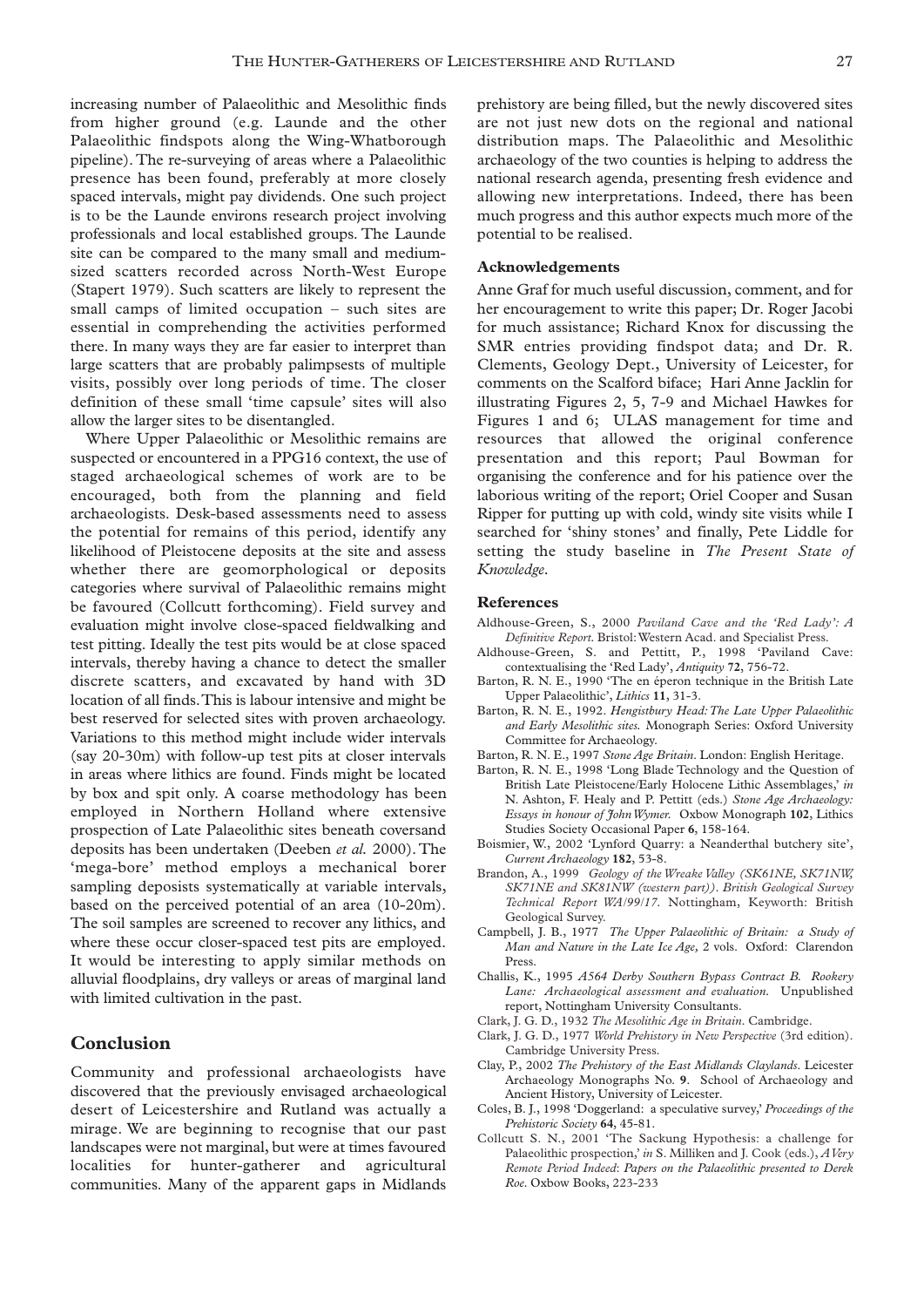increasing number of Palaeolithic and Mesolithic finds from higher ground (e.g. Launde and the other Palaeolithic findspots along the Wing-Whatborough pipeline). The re-surveying of areas where a Palaeolithic presence has been found, preferably at more closely spaced intervals, might pay dividends. One such project is to be the Launde environs research project involving professionals and local established groups. The Launde site can be compared to the many small and medium-sized scatters recorded across North-West Europe (Stapert 1979). Such scatters are likely to represent the small camps of limited occupation – such sites are essential in comprehending the activities performed there. In many ways they are far easier to interpret than large scatters that are probably palimpsests of multiple visits, possibly over long periods of time. The closer definition of these small 'time capsule' sites will also allow the larger sites to be disentangled.

Where Upper Palaeolithic or Mesolithic remains are suspected or encountered in a PPG16 context, the use of staged archaeological schemes of work are to be encouraged, both from the planning and field archaeologists. Desk-based assessments need to assess the potential for remains of this period, identify any likelihood of Pleistocene deposits at the site and assess whether there are geomorphological or deposits categories where survival of Palaeolithic remains might be favoured (Collcutt forthcoming). Field survey and evaluation might involve close-spaced fieldwalking and test pitting. Ideally the test pits would be at close spaced intervals, thereby having a chance to detect the smaller discrete scatters, and excavated by hand with 3D location of all finds. This is labour intensive and might be best reserved for selected sites with proven archaeology. Variations to this method might include wider intervals (say 20-30m) with follow-up test pits at closer intervals in areas where lithics are found. Finds might be located by box and spit only. A coarse methodology has been employed in Northern Holland where extensive prospection of Late Palaeolithic sites beneath coversand deposits has been undertaken (Deeben *et al.* 2000). The 'mega-bore' method employs a mechanical borer sampling deposists systematically at variable intervals, based on the perceived potential of an area (10-20m). The soil samples are screened to recover any lithics, and where these occur closer-spaced test pits are employed. It would be interesting to apply similar methods on alluvial floodplains, dry valleys or areas of marginal land with limited cultivation in the past.

## Conclusion

Community and professional archaeologists have discovered that the previously envisaged archaeological desert of Leicestershire and Rutland was actually a mirage. We are beginning to recognise that our past landscapes were not marginal, but were at times favoured localities for hunter-gatherer and agricultural communities. Many of the apparent gaps in Midlands prehistory are being filled, but the newly discovered sites are not just new dots on the regional and national distribution maps. The Palaeolithic and Mesolithic archaeology of the two counties is helping to address the national research agenda, presenting fresh evidence and allowing new interpretations. Indeed, there has been much progress and this author expects much more of the potential to be realised.

### Acknowledgements

Anne Graf for much useful discussion, comment, and for her encouragement to write this paper; Dr. Roger Jacobi for much assistance; Richard Knox for discussing the SMR entries providing findspot data; and Dr. R. Clements, Geology Dept., University of Leicester, for comments on the Scalford biface; Hari Anne Jacklin for illustrating Figures 2, 5, 7-9 and Michael Hawkes for Figures 1 and 6; ULAS management for time and resources that allowed the original conference presentation and this report; Paul Bowman for organising the conference and for his patience over the laborious writing of the report; Oriel Cooper and Susan Ripper for putting up with cold, windy site visits while I searched for 'shiny stones' and finally, Pete Liddle for setting the study baseline in *The Present State of Knowledge*.

### References

Aldhouse-Green, S., 2000 *Paviland Cave and the 'Red Lady': A Definitive Report*. Bristol: Western Acad. and Specialist Press.

Aldhouse-Green, S. and Pettitt, P., 1998 'Paviland Cave: contextualising the 'Red Lady', *Antiquity* **72**, 756-72.

Barton, R. N. E., 1990 'The en éperon technique in the British Late Upper Palaeolithic', *Lithics* **11**, 31-3.

Barton, R. N. E., 1992. *Hengistbury Head: The Late Upper Palaeolithic and Early Mesolithic sites.* Monograph Series: Oxford University Committee for Archaeology.

Barton, R. N. E., 1997 *Stone Age Britain*. London: English Heritage.

Barton, R. N. E., 1998 'Long Blade Technology and the Question of British Late Pleistocene/Early Holocene Lithic Assemblages,' *in* N. Ashton, F. Healy and P. Pettitt (eds.) *Stone Age Archaeology: Essays in honour of John Wymer.* Oxbow Monograph **102**, Lithics Studies Society Occasional Paper **6**, 158-164.

Boismier, W., 2002 'Lynford Quarry: a Neanderthal butchery site', *Current Archaeology* **182**, 53-8.

Brandon, A., 1999 *Geology of the Wreake Valley (SK61NE, SK71NW, SK71NE and SK81NW (western part)). British Geological Survey Technical Report WA/99/17.* Nottingham, Keyworth: British Geological Survey.

Campbell, J. B., 1977 *The Upper Palaeolithic of Britain: a Study of Man and Nature in the Late Ice Age,* 2 vols. Oxford: Clarendon Press.

Challis, K., 1995 *A564 Derby Southern Bypass Contract B. Rookery Lane: Archaeological assessment and evaluation.* Unpublished report, Nottingham University Consultants.

Clark, J. G. D., 1932 *The Mesolithic Age in Britain.* Cambridge.

Clark, J. G. D., 1977 *World Prehistory in New Perspective* (3rd edition). Cambridge University Press.

Clay, P., 2002 *The Prehistory of the East Midlands Claylands*. Leicester Archaeology Monographs No. **9**. School of Archaeology and Ancient History, University of Leicester.

Coles, B. J., 1998 'Doggerland: a speculative survey,' *Proceedings of the Prehistoric Society* **64**, 45-81.

Collcutt S. N., 2001 'The Sackung Hypothesis: a challenge for Palaeolithic prospection,' *in* S. Milliken and J. Cook (eds.), *A Very Remote Period Indeed*: *Papers on the Palaeolithic presented to Derek Roe*. Oxbow Books, 223-233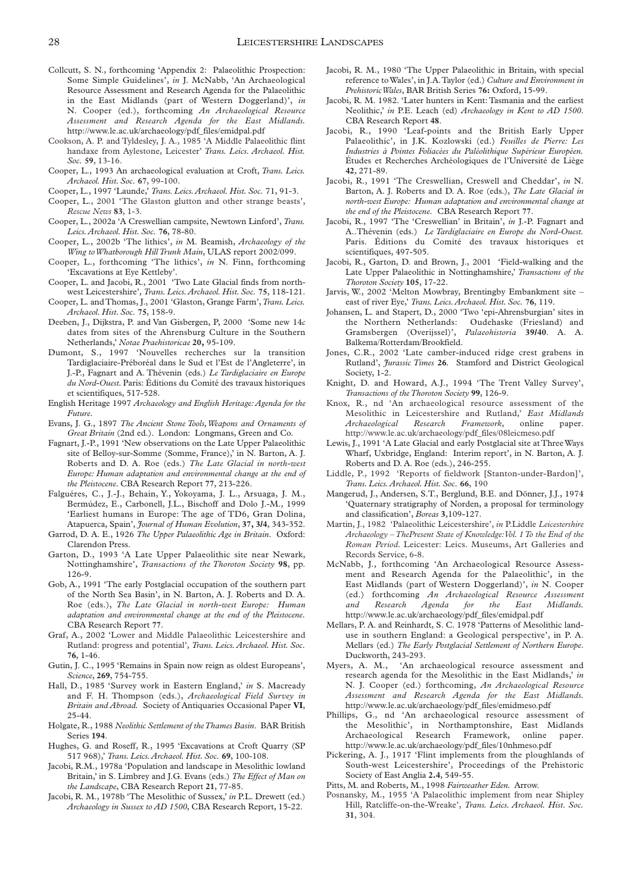Collcutt, S. N., forthcoming 'Appendix 2: Palaeolithic Prospection: Some Simple Guidelines', *in* J. McNabb, 'An Archaeological Resource Assessment and Research Agenda for the Palaeolithic in the East Midlands (part of Western Doggerland)', *in* N. Cooper (ed.), forthcoming *An Archaeological Resource Assessment and Research Agenda for the East Midlands*. http://www.le.ac.uk/archaeology/pdf_files/emidpal.pdf

Cookson, A. P. and Tyldesley, J. A., 1985 'A Middle Palaeolithic flint handaxe from Aylestone, Leicester' *Trans. Leics. Archaeol. Hist. Soc*. **59**, 13-16.

Cooper, L., 1993 An archaeological evaluation at Croft, *Trans. Leics. Archaeol. Hist. Soc*. **67**, 99-100.

Cooper, L., 1997 'Launde,' *Trans. Leics. Archaeol. Hist. Soc.* 71, 91-3.

Cooper, L., 2001 'The Glaston glutton and other strange beasts', *Rescue News* **83**, 1-3.

Cooper, L., 2002a 'A Creswellian campsite, Newtown Linford', *Trans. Leics. Archaeol. Hist. Soc.* **76**, 78-80.

Cooper, L., 2002b 'The lithics', *in* M. Beamish, *Archaeology of the Wing to Whatborough Hill Trunk Main*, ULAS report 2002/099.

Cooper, L., forthcoming 'The lithics', *in* N. Finn, forthcoming 'Excavations at Eye Kettleby'.

Cooper, L. and Jacobi, R., 2001 'Two Late Glacial finds from northwest Leicestershire', *Trans. Leics. Archaeol. Hist. Soc.* **75**, 118-121.

Cooper, L. and Thomas, J., 2001 'Glaston, Grange Farm', *Trans. Leics. Archaeol. Hist. Soc*. **75**, 158-9.

Deeben, J., Dijkstra, P. and Van Gisbergen, P, 2000 'Some new 14*c* dates from sites of the Ahrensburg Culture in the Southern Netherlands,' *Notae Praehistoricae* **20,** 95-109.

Dumont, S., 1997 'Nouvelles recherches sur la transition Tardiglaciaire-Préboréal dans le Sud et l'Est de l'Angleterre', in J.-P., Fagnart and A. Thévenin (eds.) *Le Tardiglaciaire en Europe du Nord-Ouest*. Paris: Éditions du Comité des travaux historiques et scientifiques, 517-528.

English Heritage 1997 *Archaeology and English Heritage: Agenda for the Future*.

Evans, J. G., 1897 *The Ancient Stone Tools, Weapons and Ornaments of Great Britain* (2nd ed.). London: Longmans, Green and Co.

Fagnart, J.-P., 1991 'New observations on the Late Upper Palaeolithic site of Belloy-sur-Somme (Somme, France),' in N. Barton, A. J. Roberts and D. A. Roe (eds.) *The Late Glacial in north-west Europe: Human adaptation and environmental change at the end of the Pleistocene*. CBA Research Report **77**, 213-226.

Falguéres, C., J.-J., Behain, Y., Yokoyama, J. L., Arsuaga, J. M., Bermúdez, E., Carbonell, J.L., Bischoff and Dolo J.-M., 1999 'Earliest humans in Europe: The age of TD6, Gran Dolina, Atapuerca, Spain', *Journal of Human Evolution*, **37, 3/4,** 343-352.

Garrod, D. A. E., 1926 *The Upper Palaeolithic Age in Britain*. Oxford: Clarendon Press.

Garton, D., 1993 'A Late Upper Palaeolithic site near Newark, Nottinghamshire', *Transactions of the Thoroton Society* **98**, pp. 126-9.

Gob, A., 1991 'The early Postglacial occupation of the southern part of the North Sea Basin', in N. Barton, A. J. Roberts and D. A. Roe (eds.), *The Late Glacial in north-west Europe: Human adaptation and environmental change at the end of the Pleistocene*. CBA Research Report **77**.

Graf, A., 2002 'Lower and Middle Palaeolithic Leicestershire and Rutland: progress and potential', *Trans. Leics. Archaeol. Hist. Soc*. **76**, 1-46.

Gutin, J. C., 1995 'Remains in Spain now reign as oldest Europeans', *Science*, **269**, 754-755.

Hall, D., 1985 'Survey work in Eastern England,' *in* S. Macready and F. H. Thompson (eds.), *Archaeological Field Survey in Britain and Abroad.* Society of Antiquaries Occasional Paper **VI**, 25-44.

Holgate, R., 1988 *Neolithic Settlement of the Thames Basin*. BAR British Series **194**.

Hughes, G. and Roseff, R., 1995 'Excavations at Croft Quarry (SP 517 968),' *Trans. Leics. Archaeol. Hist. Soc*. **69**, 100-108.

Jacobi, R.M., 1978a 'Population and landscape in Mesolithic lowland Britain,' in S. Limbrey and J.G. Evans (eds.) *The Effect of Man on the Landscape*, CBA Research Report **21**, 77-85.

Jacobi, R. M., 1978b 'The Mesolithic of Sussex,' *in* P.L. Drewett (ed.) *Archaeology in Sussex to AD 1500*, CBA Research Report, 15-22.

Jacobi, R. M., 1980 'The Upper Palaeolithic in Britain, with special reference to Wales', in J.A. Taylor (ed.) *Culture and Environment in Prehistoric Wales*, BAR British Series **76:** Oxford, 15-99.

Jacobi, R. M. 1982. 'Later hunters in Kent: Tasmania and the earliest Neolithic,' *in* P.E. Leach (ed) *Archaeology in Kent to AD 1500*. CBA Research Report **48**.

Jacobi, R., 1990 'Leaf-points and the British Early Upper Palaeolithic', in J.K. Kozlowski (ed.) *Feuilles de Pierre: Les Industries à Pointes Foliacées du Paléolithique Supérieur Européen.* Études et Recherches Archéologiques de l'Université de Liège **42**, 271-89.

Jacobi, R., 1991 'The Creswellian, Creswell and Cheddar', *in* N. Barton, A. J. Roberts and D. A. Roe (eds.), *The Late Glacial in north-west Europe: Human adaptation and environmental change at the end of the Pleistocene*. CBA Research Report **77**.

Jacobi, R., 1997 'The 'Creswellian' in Britain', *in* J.-P. Fagnart and A..Thévenin (eds.) *Le Tardiglaciaire en Europe du Nord-Ouest.* Paris. Éditions du Comité des travaux historiques et scientifiques, 497-505.

Jacobi, R., Garton, D. and Brown, J., 2001 'Field-walking and the Late Upper Palaeolithic in Nottinghamshire,' *Transactions of the Thoroton Society* **105**, 17-22.

Jarvis, W., 2002 'Melton Mowbray, Brentingby Embankment site – east of river Eye,' *Trans. Leics. Archaeol. Hist. Soc.* **76**, 119.

Johansen, L. and Stapert, D., 2000 'Two 'epi-Ahrensburgian' sites in the Northern Netherlands: Oudehaske (Friesland) and Gramsbergen (Overijssel)', *Palaeohistoria* **39/40**. A. A. Balkema/Rotterdam/Brookfield.

Jones, C.R., 2002 'Late camber-induced ridge crest grabens in Rutland', *Jurassic Times* **26**. Stamford and District Geological Society, 1-2.

Knight, D. and Howard, A.J., 1994 'The Trent Valley Survey', *Transactions of the Thoroton Society* **99**, 126-9.

Knox, R., nd 'An archaeological resource assessment of the Mesolithic in Leicestershire and Rutland,' *East Midlands Archaeological Research Framework*, online paper. http://www.le.ac.uk/archaeology/pdf_files/08leicmeso.pdf

Lewis, J., 1991 'A Late Glacial and early Postglacial site at Three Ways Wharf, Uxbridge, England: Interim report', in N. Barton, A. J. Roberts and D. A. Roe (eds.), 246-255.

Liddle, P., 1992 'Reports of fieldwork [Stanton-under-Bardon]', *Trans. Leics. Archaeol. Hist. Soc*. **66**, 190

Mangerud, J., Andersen, S.T., Berglund, B.E. and Dönner, J.J., 1974 'Quaternary stratigraphy of Norden, a proposal for terminology and classification', *Boreas* **3**,109-127.

Martin, J., 1982 'Palaeolithic Leicestershire', *in* P.Liddle *Leicestershire Archaeology – ThePresent State of Knowledge:Vol. 1 To the End of the Roman Period*. Leicester: Leics. Museums, Art Galleries and Records Service, 6-8.

McNabb, J., forthcoming 'An Archaeological Resource Assessment and Research Agenda for the Palaeolithic', in the East Midlands (part of Western Doggerland)', *in* N. Cooper (ed.) forthcoming *An Archaeological Resource Assessment and Research Agenda for the East Midlands.* http://www.le.ac.uk/archaeology/pdf_files/emidpal.pdf

Mellars, P. A. and Reinhardt, S. C. 1978 'Patterns of Mesolithic land-use in southern England: a Geological perspective', in P. A. Mellars (ed.) *The Early Postglacial Settlement of Northern Europe*. Duckworth, 243-293.

Myers, A. M., 'An archaeological resource assessment and research agenda for the Mesolithic in the East Midlands,' *in* N. J. Cooper (ed.) forthcoming, *An Archaeological Resource Assessment and Research Agenda for the East Midlands.* http://www.le.ac.uk/archaeology/pdf_files/emidmeso.pdf

Phillips, G., nd 'An archaeological resource assessment of the Mesolithic', in Northamptonshire, East Midlands Archaeological Research Framework, online paper. http://www.le.ac.uk/archaeology/pdf_files/10nhmeso.pdf

Pickering, A. J., 1917 'Flint implements from the ploughlands of South-west Leicestershire', Proceedings of the Prehistoric Society of East Anglia **2.4**, 549-55.

Pitts, M. and Roberts, M., 1998 *Fairweather Eden.* Arrow.

Posnansky, M., 1955 'A Palaeolithic implement from near Shipley Hill, Ratcliffe-on-the-Wreake', *Trans. Leics. Archaeol. Hist. Soc.* **31**, 304.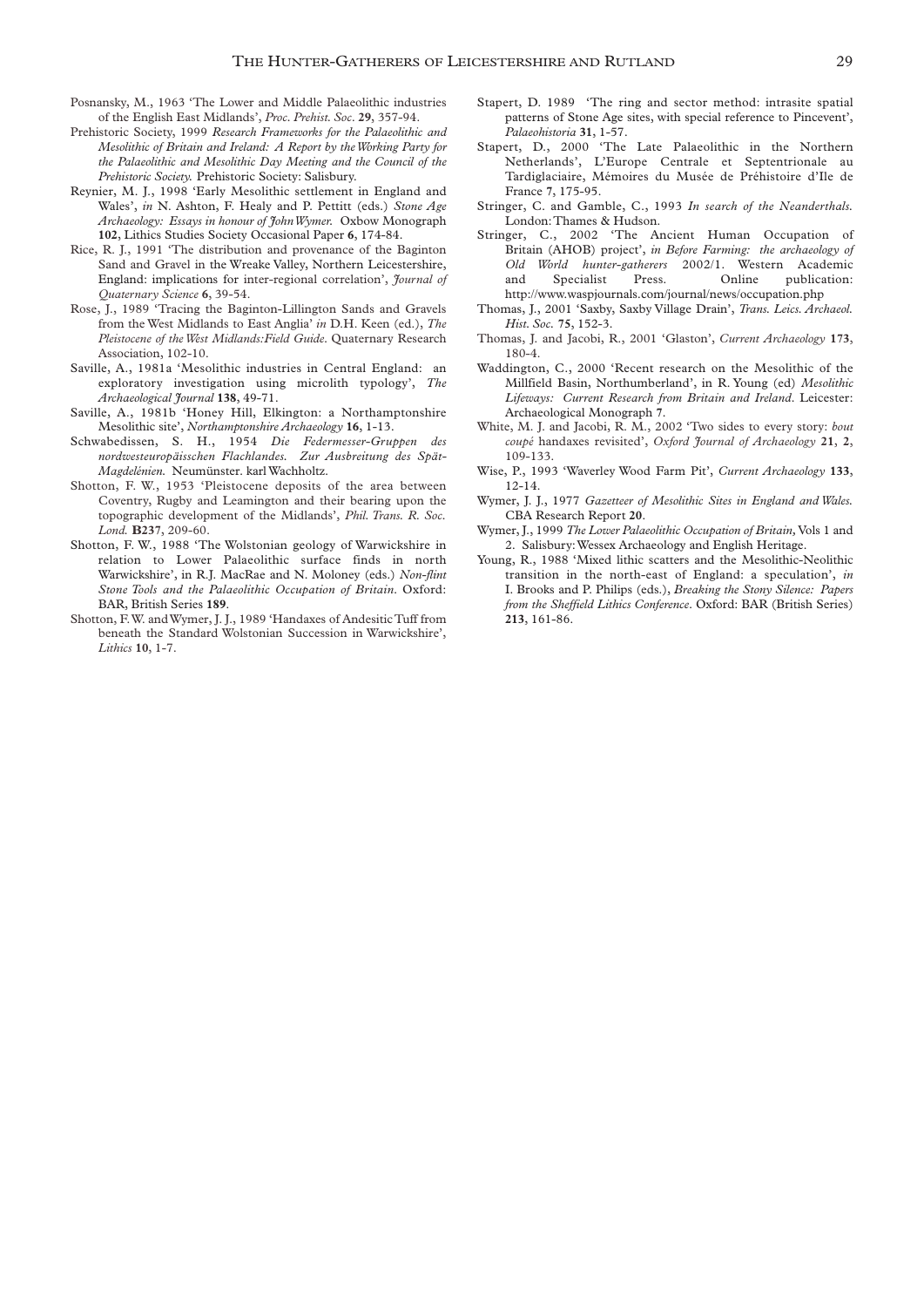Posnansky, M., 1963 'The Lower and Middle Palaeolithic industries of the English East Midlands', *Proc. Prehist. Soc.* **29**, 357-94.

Prehistoric Society, 1999 *Research Frameworks for the Palaeolithic and Mesolithic of Britain and Ireland: A Report by the Working Party for the Palaeolithic and Mesolithic Day Meeting and the Council of the Prehistoric Society.* Prehistoric Society: Salisbury.

Reynier, M. J., 1998 'Early Mesolithic settlement in England and Wales', *in* N. Ashton, F. Healy and P. Pettitt (eds.) *Stone Age Archaeology: Essays in honour of John Wymer.* Oxbow Monograph **102**, Lithics Studies Society Occasional Paper **6**, 174-84.

Rice, R. J., 1991 'The distribution and provenance of the Baginton Sand and Gravel in the Wreake Valley, Northern Leicestershire, England: implications for inter-regional correlation', *Journal of Quaternary Science* **6**, 39-54.

Rose, J., 1989 'Tracing the Baginton-Lillington Sands and Gravels from the West Midlands to East Anglia' *in* D.H. Keen (ed.), *The Pleistocene of the West Midlands: Field Guide*. Quaternary Research Association, 102-10.

Saville, A., 1981a 'Mesolithic industries in Central England: an exploratory investigation using microlith typology', *The Archaeological Journal* **138**, 49-71.

Saville, A., 1981b 'Honey Hill, Elkington: a Northamptonshire Mesolithic site', *Northamptonshire Archaeology* **16**, 1-13.

Schwabedissen, S. H., 1954 *Die Federmesser-Gruppen des nordwesteuropäisschen Flachlandes. Zur Ausbreitung des Spät-Magdelénien.* Neumünster. karl Wachholtz.

Shotton, F. W., 1953 'Pleistocene deposits of the area between Coventry, Rugby and Leamington and their bearing upon the topographic development of the Midlands', *Phil. Trans. R. Soc. Lond.* **B237**, 209-60.

Shotton, F. W., 1988 'The Wolstonian geology of Warwickshire in relation to Lower Palaeolithic surface finds in north Warwickshire', in R.J. MacRae and N. Moloney (eds.) *Non-flint Stone Tools and the Palaeolithic Occupation of Britain*. Oxford: BAR, British Series **189**.

Shotton, F. W. and Wymer, J. J., 1989 'Handaxes of Andesitic Tuff from beneath the Standard Wolstonian Succession in Warwickshire', *Lithics* **10**, 1-7.

Stapert, D. 1989 'The ring and sector method: intrasite spatial patterns of Stone Age sites, with special reference to Pincevent', *Palaeohistoria* **31**, 1-57.

Stapert, D., 2000 'The Late Palaeolithic in the Northern Netherlands', L'Europe Centrale et Septentrionale au Tardiglaciaire, Mémoires du Musée de Préhistoire d'Ile de France **7**, 175-95.

Stringer, C. and Gamble, C., 1993 *In search of the Neanderthals.* London: Thames & Hudson.

Stringer, C., 2002 'The Ancient Human Occupation of Britain (AHOB) project', *in Before Farming: the archaeology of Old World hunter-gatherers* 2002/1. Western Academic and Specialist Press. Online publication: http://www.waspjournals.com/journal/news/occupation.php

Thomas, J., 2001 'Saxby, Saxby Village Drain', *Trans. Leics. Archaeol. Hist. Soc.* **75**, 152-3.

Thomas, J. and Jacobi, R., 2001 'Glaston', *Current Archaeology* **173**, 180-4.

Waddington, C., 2000 'Recent research on the Mesolithic of the Millfield Basin, Northumberland', in R. Young (ed) *Mesolithic Lifeways: Current Research from Britain and Ireland*. Leicester: Archaeological Monograph **7**.

White, M. J. and Jacobi, R. M., 2002 'Two sides to every story: *bout coupé* handaxes revisited', *Oxford Journal of Archaeology* **21**, **2**, 109-133.

Wise, P., 1993 'Waverley Wood Farm Pit', *Current Archaeology* **133**, 12-14.

Wymer, J. J., 1977 *Gazetteer of Mesolithic Sites in England and Wales.* CBA Research Report **20**.

Wymer, J., 1999 *The Lower Palaeolithic Occupation of Britain*, Vols 1 and 2. Salisbury: Wessex Archaeology and English Heritage.

Young, R., 1988 'Mixed lithic scatters and the Mesolithic-Neolithic transition in the north-east of England: a speculation', *in* I. Brooks and P. Philips (eds.), *Breaking the Stony Silence: Papers from the Sheffield Lithics Conference*. Oxford: BAR (British Series) **213**, 161-86.